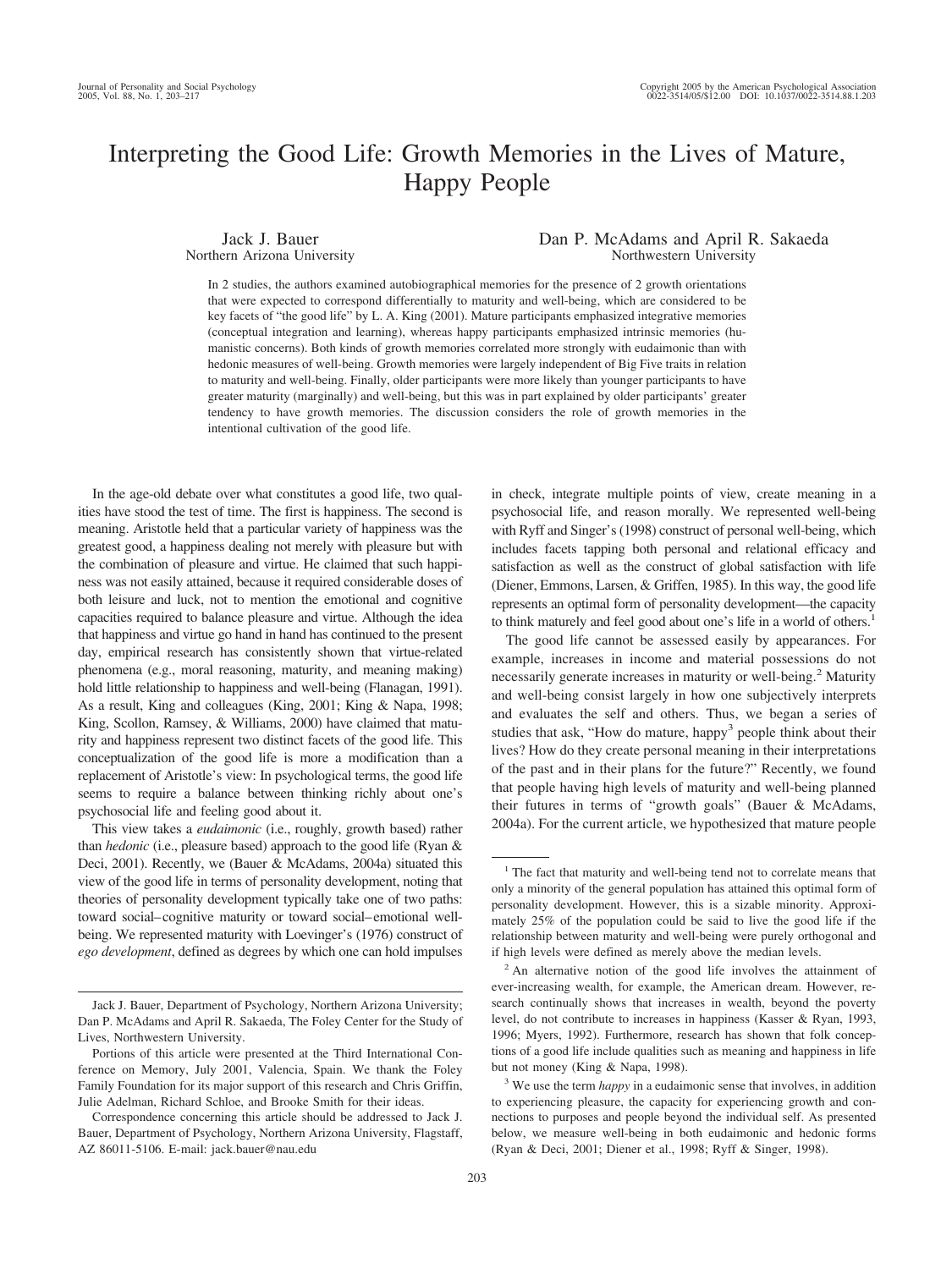# Interpreting the Good Life: Growth Memories in the Lives of Mature, Happy People

Jack J. Bauer
Northern Arizona University

Dan P. McAdams and April R. Sakaeda
Northwestern University

In 2 studies, the authors examined autobiographical memories for the presence of 2 growth orientations that were expected to correspond differentially to maturity and well-being, which are considered to be key facets of "the good life" by L. A. King (2001). Mature participants emphasized integrative memories (conceptual integration and learning), whereas happy participants emphasized intrinsic memories (humanistic concerns). Both kinds of growth memories correlated more strongly with eudaimonic than with hedonic measures of well-being. Growth memories were largely independent of Big Five traits in relation to maturity and well-being. Finally, older participants were more likely than younger participants to have greater maturity (marginally) and well-being, but this was in part explained by older participants' greater tendency to have growth memories. The discussion considers the role of growth memories in the intentional cultivation of the good life.

In the age-old debate over what constitutes a good life, two qualities have stood the test of time. The first is happiness. The second is meaning. Aristotle held that a particular variety of happiness was the greatest good, a happiness dealing not merely with pleasure but with the combination of pleasure and virtue. He claimed that such happiness was not easily attained, because it required considerable doses of both leisure and luck, not to mention the emotional and cognitive capacities required to balance pleasure and virtue. Although the idea that happiness and virtue go hand in hand has continued to the present day, empirical research has consistently shown that virtue-related phenomena (e.g., moral reasoning, maturity, and meaning making) hold little relationship to happiness and well-being (Flanagan, 1991). As a result, King and colleagues (King, 2001; King & Napa, 1998; King, Scollon, Ramsey, & Williams, 2000) have claimed that maturity and happiness represent two distinct facets of the good life. This conceptualization of the good life is more a modification than a replacement of Aristotle's view: In psychological terms, the good life seems to require a balance between thinking richly about one's psychosocial life and feeling good about it.

This view takes a *eudaimonic* (i.e., roughly, growth based) rather than *hedonic* (i.e., pleasure based) approach to the good life (Ryan & Deci, 2001). Recently, we (Bauer & McAdams, 2004a) situated this view of the good life in terms of personality development, noting that theories of personality development typically take one of two paths: toward social–cognitive maturity or toward social–emotional well-being. We represented maturity with Loevinger's (1976) construct of *ego development*, defined as degrees by which one can hold impulses in check, integrate multiple points of view, create meaning in a psychosocial life, and reason morally. We represented well-being with Ryff and Singer's (1998) construct of personal well-being, which includes facets tapping both personal and relational efficacy and satisfaction as well as the construct of global satisfaction with life (Diener, Emmons, Larsen, & Griffen, 1985). In this way, the good life represents an optimal form of personality development—the capacity to think maturely and feel good about one's life in a world of others.[1]

The good life cannot be assessed easily by appearances. For example, increases in income and material possessions do not necessarily generate increases in maturity or well-being.[2] Maturity and well-being consist largely in how one subjectively interprets and evaluates the self and others. Thus, we began a series of studies that ask, "How do mature, happy[3] people think about their lives? How do they create personal meaning in their interpretations of the past and in their plans for the future?" Recently, we found that people having high levels of maturity and well-being planned their futures in terms of "growth goals" (Bauer & McAdams, 2004a). For the current article, we hypothesized that mature people

---

Jack J. Bauer, Department of Psychology, Northern Arizona University; Dan P. McAdams and April R. Sakaeda, The Foley Center for the Study of Lives, Northwestern University.

Portions of this article were presented at the Third International Conference on Memory, July 2001, Valencia, Spain. We thank the Foley Family Foundation for its major support of this research and Chris Griffin, Julie Adelman, Richard Schloe, and Brooke Smith for their ideas.

Correspondence concerning this article should be addressed to Jack J. Bauer, Department of Psychology, Northern Arizona University, Flagstaff, AZ 86011-5106. E-mail: jack.bauer@nau.edu

---

[1] The fact that maturity and well-being tend not to correlate means that only a minority of the general population has attained this optimal form of personality development. However, this is a sizable minority. Approximately 25% of the population could be said to live the good life if the relationship between maturity and well-being were purely orthogonal and if high levels were defined as merely above the median levels.

[2] An alternative notion of the good life involves the attainment of ever-increasing wealth, for example, the American dream. However, research continually shows that increases in wealth, beyond the poverty level, do not contribute to increases in happiness (Kasser & Ryan, 1993, 1996; Myers, 1992). Furthermore, research has shown that folk conceptions of a good life include qualities such as meaning and happiness in life but not money (King & Napa, 1998).

[3] We use the term *happy* in a eudaimonic sense that involves, in addition to experiencing pleasure, the capacity for experiencing growth and connections to purposes and people beyond the individual self. As presented below, we measure well-being in both eudaimonic and hedonic forms (Ryan & Deci, 2001; Diener et al., 1998; Ryff & Singer, 1998).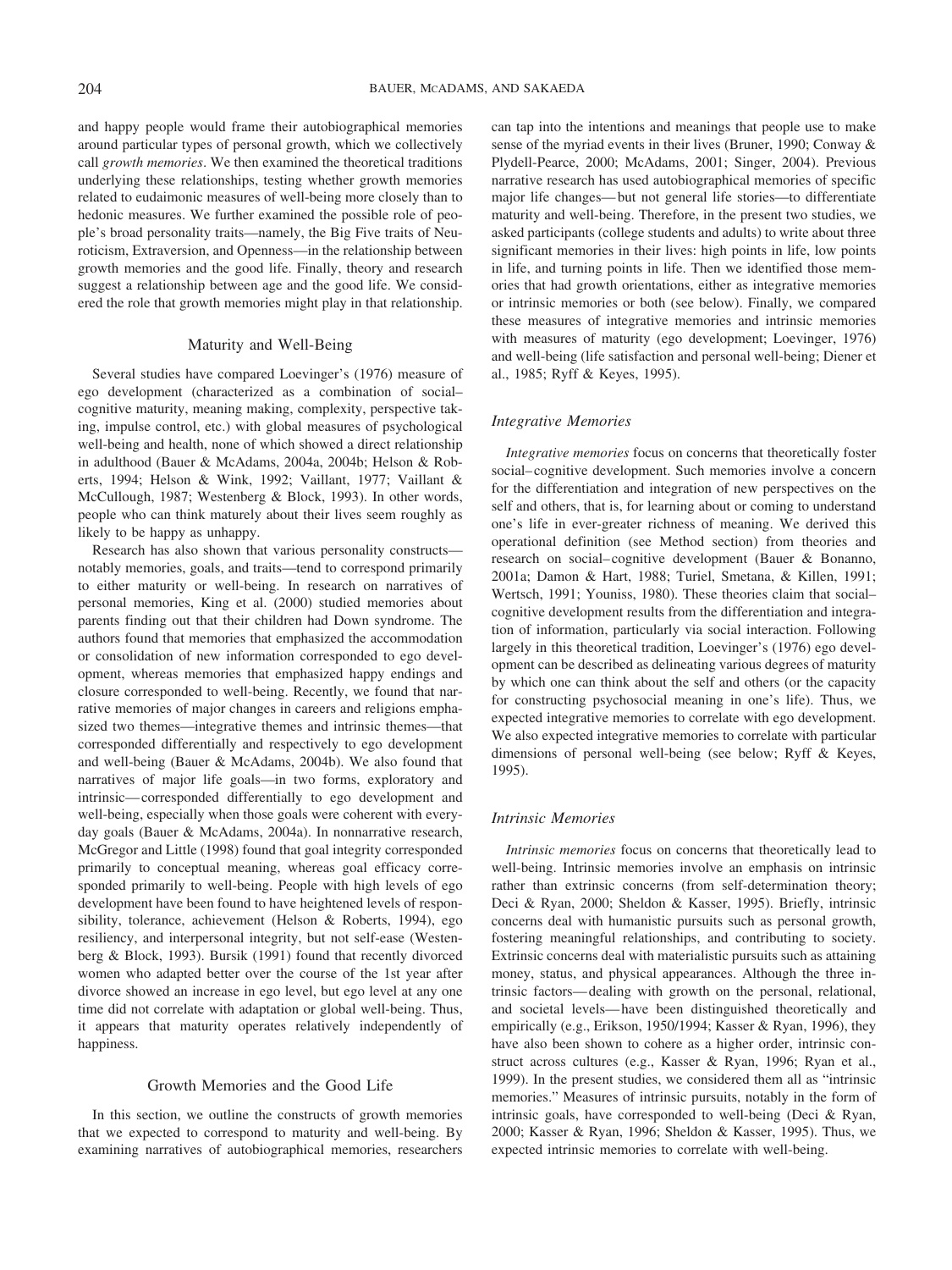and happy people would frame their autobiographical memories around particular types of personal growth, which we collectively call *growth memories*. We then examined the theoretical traditions underlying these relationships, testing whether growth memories related to eudaimonic measures of well-being more closely than to hedonic measures. We further examined the possible role of people's broad personality traits—namely, the Big Five traits of Neuroticism, Extraversion, and Openness—in the relationship between growth memories and the good life. Finally, theory and research suggest a relationship between age and the good life. We considered the role that growth memories might play in that relationship.

## Maturity and Well-Being

Several studies have compared Loevinger's (1976) measure of ego development (characterized as a combination of social–cognitive maturity, meaning making, complexity, perspective taking, impulse control, etc.) with global measures of psychological well-being and health, none of which showed a direct relationship in adulthood (Bauer & McAdams, 2004a, 2004b; Helson & Roberts, 1994; Helson & Wink, 1992; Vaillant, 1977; Vaillant & McCullough, 1987; Westenberg & Block, 1993). In other words, people who can think maturely about their lives seem roughly as likely to be happy as unhappy.

Research has also shown that various personality constructs—notably memories, goals, and traits—tend to correspond primarily to either maturity or well-being. In research on narratives of personal memories, King et al. (2000) studied memories about parents finding out that their children had Down syndrome. The authors found that memories that emphasized the accommodation or consolidation of new information corresponded to ego development, whereas memories that emphasized happy endings and closure corresponded to well-being. Recently, we found that narrative memories of major changes in careers and religions emphasized two themes—integrative themes and intrinsic themes—that corresponded differentially and respectively to ego development and well-being (Bauer & McAdams, 2004b). We also found that narratives of major life goals—in two forms, exploratory and intrinsic—corresponded differentially to ego development and well-being, especially when those goals were coherent with everyday goals (Bauer & McAdams, 2004a). In nonnarrative research, McGregor and Little (1998) found that goal integrity corresponded primarily to conceptual meaning, whereas goal efficacy corresponded primarily to well-being. People with high levels of ego development have been found to have heightened levels of responsibility, tolerance, achievement (Helson & Roberts, 1994), ego resiliency, and interpersonal integrity, but not self-ease (Westenberg & Block, 1993). Bursik (1991) found that recently divorced women who adapted better over the course of the 1st year after divorce showed an increase in ego level, but ego level at any one time did not correlate with adaptation or global well-being. Thus, it appears that maturity operates relatively independently of happiness.

## Growth Memories and the Good Life

In this section, we outline the constructs of growth memories that we expected to correspond to maturity and well-being. By examining narratives of autobiographical memories, researchers can tap into the intentions and meanings that people use to make sense of the myriad events in their lives (Bruner, 1990; Conway & Plydell-Pearce, 2000; McAdams, 2001; Singer, 2004). Previous narrative research has used autobiographical memories of specific major life changes—but not general life stories—to differentiate maturity and well-being. Therefore, in the present two studies, we asked participants (college students and adults) to write about three significant memories in their lives: high points in life, low points in life, and turning points in life. Then we identified those memories that had growth orientations, either as integrative memories or intrinsic memories or both (see below). Finally, we compared these measures of integrative memories and intrinsic memories with measures of maturity (ego development; Loevinger, 1976) and well-being (life satisfaction and personal well-being; Diener et al., 1985; Ryff & Keyes, 1995).

### Integrative Memories

*Integrative memories* focus on concerns that theoretically foster social–cognitive development. Such memories involve a concern for the differentiation and integration of new perspectives on the self and others, that is, for learning about or coming to understand one's life in ever-greater richness of meaning. We derived this operational definition (see Method section) from theories and research on social–cognitive development (Bauer & Bonanno, 2001a; Damon & Hart, 1988; Turiel, Smetana, & Killen, 1991; Wertsch, 1991; Youniss, 1980). These theories claim that social–cognitive development results from the differentiation and integration of information, particularly via social interaction. Following largely in this theoretical tradition, Loevinger's (1976) ego development can be described as delineating various degrees of maturity by which one can think about the self and others (or the capacity for constructing psychosocial meaning in one's life). Thus, we expected integrative memories to correlate with ego development. We also expected integrative memories to correlate with particular dimensions of personal well-being (see below; Ryff & Keyes, 1995).

### Intrinsic Memories

*Intrinsic memories* focus on concerns that theoretically lead to well-being. Intrinsic memories involve an emphasis on intrinsic rather than extrinsic concerns (from self-determination theory; Deci & Ryan, 2000; Sheldon & Kasser, 1995). Briefly, intrinsic concerns deal with humanistic pursuits such as personal growth, fostering meaningful relationships, and contributing to society. Extrinsic concerns deal with materialistic pursuits such as attaining money, status, and physical appearances. Although the three intrinsic factors—dealing with growth on the personal, relational, and societal levels—have been distinguished theoretically and empirically (e.g., Erikson, 1950/1994; Kasser & Ryan, 1996), they have also been shown to cohere as a higher order, intrinsic construct across cultures (e.g., Kasser & Ryan, 1996; Ryan et al., 1999). In the present studies, we considered them all as "intrinsic memories." Measures of intrinsic pursuits, notably in the form of intrinsic goals, have corresponded to well-being (Deci & Ryan, 2000; Kasser & Ryan, 1996; Sheldon & Kasser, 1995). Thus, we expected intrinsic memories to correlate with well-being.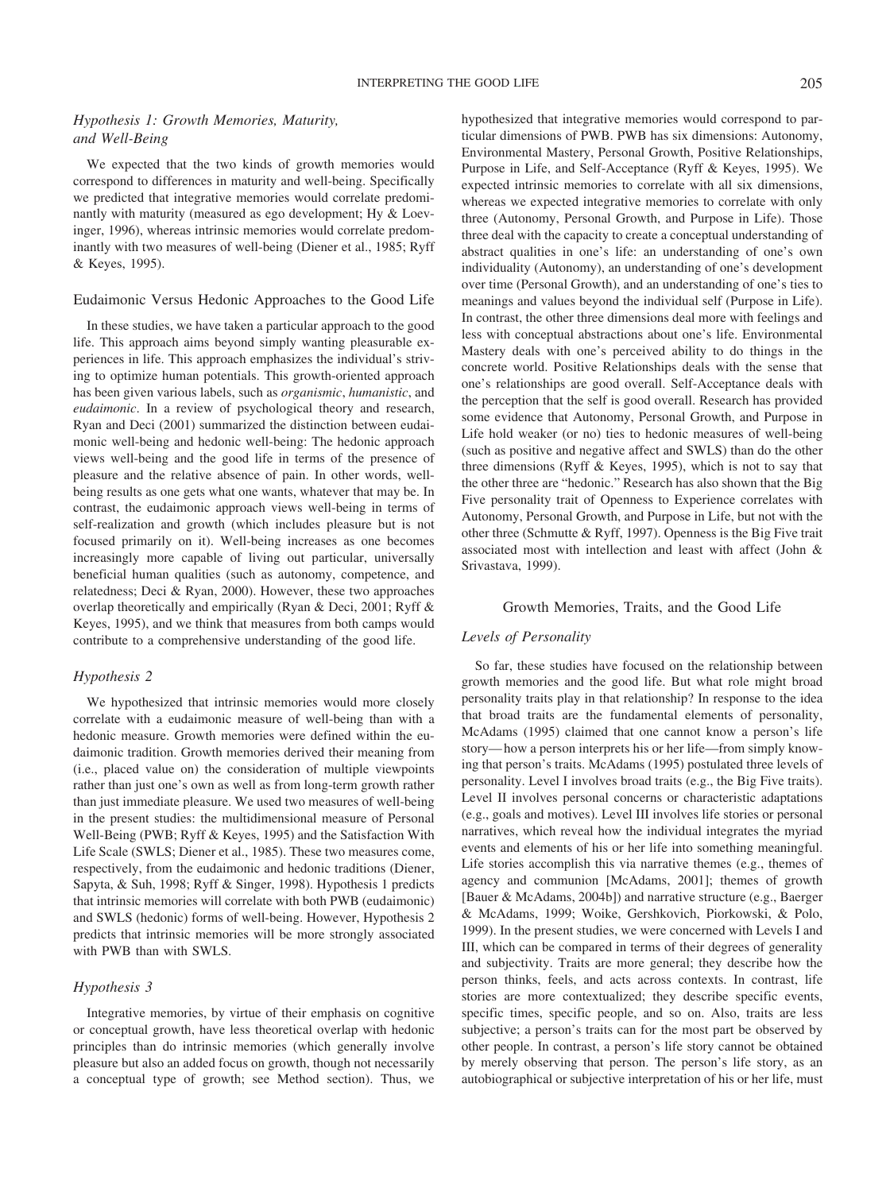### *Hypothesis 1: Growth Memories, Maturity, and Well-Being*

We expected that the two kinds of growth memories would correspond to differences in maturity and well-being. Specifically we predicted that integrative memories would correlate predominantly with maturity (measured as ego development; Hy & Loevinger, 1996), whereas intrinsic memories would correlate predominantly with two measures of well-being (Diener et al., 1985; Ryff & Keyes, 1995).

## Eudaimonic Versus Hedonic Approaches to the Good Life

In these studies, we have taken a particular approach to the good life. This approach aims beyond simply wanting pleasurable experiences in life. This approach emphasizes the individual's striving to optimize human potentials. This growth-oriented approach has been given various labels, such as *organismic*, *humanistic*, and *eudaimonic*. In a review of psychological theory and research, Ryan and Deci (2001) summarized the distinction between eudaimonic well-being and hedonic well-being: The hedonic approach views well-being and the good life in terms of the presence of pleasure and the relative absence of pain. In other words, well-being results as one gets what one wants, whatever that may be. In contrast, the eudaimonic approach views well-being in terms of self-realization and growth (which includes pleasure but is not focused primarily on it). Well-being increases as one becomes increasingly more capable of living out particular, universally beneficial human qualities (such as autonomy, competence, and relatedness; Deci & Ryan, 2000). However, these two approaches overlap theoretically and empirically (Ryan & Deci, 2001; Ryff & Keyes, 1995), and we think that measures from both camps would contribute to a comprehensive understanding of the good life.

### *Hypothesis 2*

We hypothesized that intrinsic memories would more closely correlate with a eudaimonic measure of well-being than with a hedonic measure. Growth memories were defined within the eudaimonic tradition. Growth memories derived their meaning from (i.e., placed value on) the consideration of multiple viewpoints rather than just one's own as well as from long-term growth rather than just immediate pleasure. We used two measures of well-being in the present studies: the multidimensional measure of Personal Well-Being (PWB; Ryff & Keyes, 1995) and the Satisfaction With Life Scale (SWLS; Diener et al., 1985). These two measures come, respectively, from the eudaimonic and hedonic traditions (Diener, Sapyta, & Suh, 1998; Ryff & Singer, 1998). Hypothesis 1 predicts that intrinsic memories will correlate with both PWB (eudaimonic) and SWLS (hedonic) forms of well-being. However, Hypothesis 2 predicts that intrinsic memories will be more strongly associated with PWB than with SWLS.

### *Hypothesis 3*

Integrative memories, by virtue of their emphasis on cognitive or conceptual growth, have less theoretical overlap with hedonic principles than do intrinsic memories (which generally involve pleasure but also an added focus on growth, though not necessarily a conceptual type of growth; see Method section). Thus, we hypothesized that integrative memories would correspond to particular dimensions of PWB. PWB has six dimensions: Autonomy, Environmental Mastery, Personal Growth, Positive Relationships, Purpose in Life, and Self-Acceptance (Ryff & Keyes, 1995). We expected intrinsic memories to correlate with all six dimensions, whereas we expected integrative memories to correlate with only three (Autonomy, Personal Growth, and Purpose in Life). Those three deal with the capacity to create a conceptual understanding of abstract qualities in one's life: an understanding of one's own individuality (Autonomy), an understanding of one's development over time (Personal Growth), and an understanding of one's ties to meanings and values beyond the individual self (Purpose in Life). In contrast, the other three dimensions deal more with feelings and less with conceptual abstractions about one's life. Environmental Mastery deals with one's perceived ability to do things in the concrete world. Positive Relationships deals with the sense that one's relationships are good overall. Self-Acceptance deals with the perception that the self is good overall. Research has provided some evidence that Autonomy, Personal Growth, and Purpose in Life hold weaker (or no) ties to hedonic measures of well-being (such as positive and negative affect and SWLS) than do the other three dimensions (Ryff & Keyes, 1995), which is not to say that the other three are "hedonic." Research has also shown that the Big Five personality trait of Openness to Experience correlates with Autonomy, Personal Growth, and Purpose in Life, but not with the other three (Schmutte & Ryff, 1997). Openness is the Big Five trait associated most with intellection and least with affect (John & Srivastava, 1999).

## Growth Memories, Traits, and the Good Life

### *Levels of Personality*

So far, these studies have focused on the relationship between growth memories and the good life. But what role might broad personality traits play in that relationship? In response to the idea that broad traits are the fundamental elements of personality, McAdams (1995) claimed that one cannot know a person's life story—how a person interprets his or her life—from simply knowing that person's traits. McAdams (1995) postulated three levels of personality. Level I involves broad traits (e.g., the Big Five traits). Level II involves personal concerns or characteristic adaptations (e.g., goals and motives). Level III involves life stories or personal narratives, which reveal how the individual integrates the myriad events and elements of his or her life into something meaningful. Life stories accomplish this via narrative themes (e.g., themes of agency and communion [McAdams, 2001]; themes of growth [Bauer & McAdams, 2004b]) and narrative structure (e.g., Baerger & McAdams, 1999; Woike, Gershkovich, Piorkowski, & Polo, 1999). In the present studies, we were concerned with Levels I and III, which can be compared in terms of their degrees of generality and subjectivity. Traits are more general; they describe how the person thinks, feels, and acts across contexts. In contrast, life stories are more contextualized; they describe specific events, specific times, specific people, and so on. Also, traits are less subjective; a person's traits can for the most part be observed by other people. In contrast, a person's life story cannot be obtained by merely observing that person. The person's life story, as an autobiographical or subjective interpretation of his or her life, must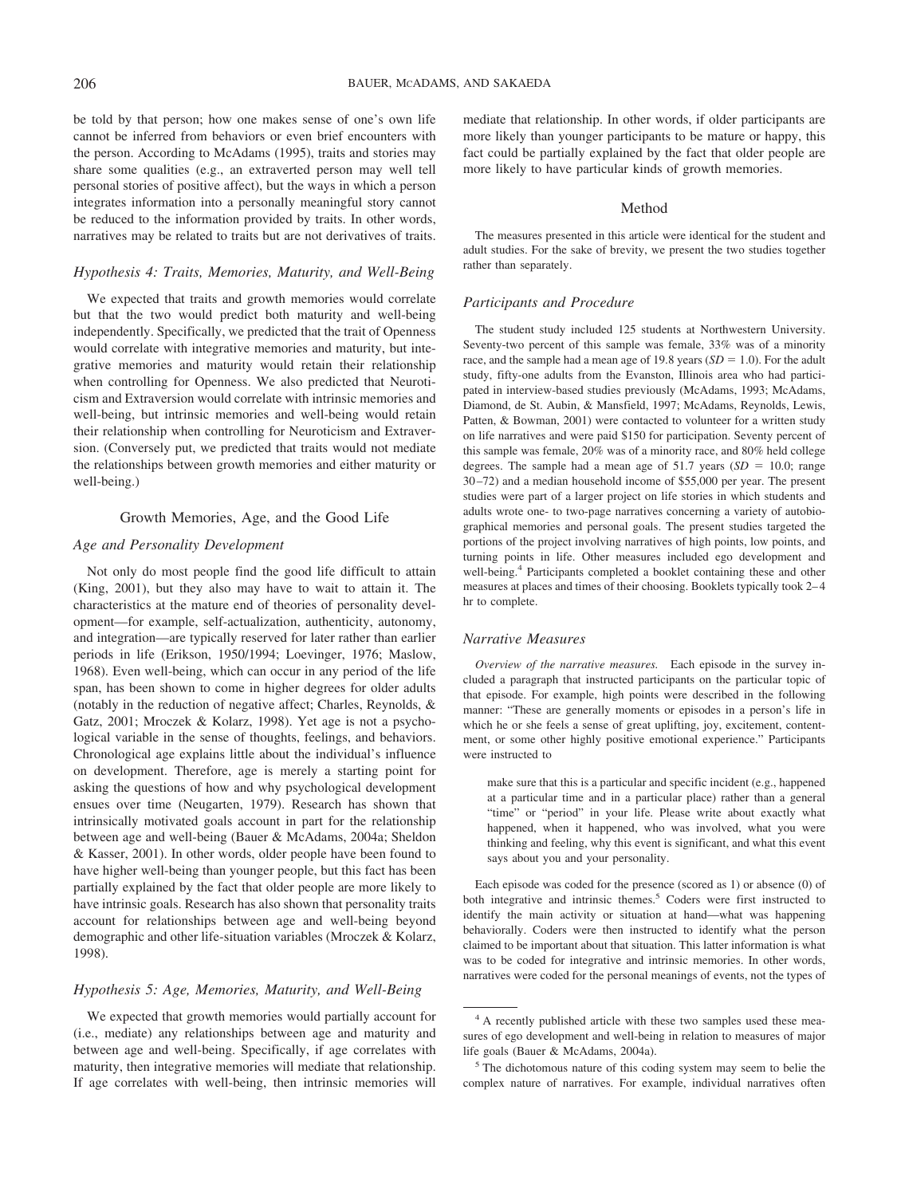be told by that person; how one makes sense of one's own life cannot be inferred from behaviors or even brief encounters with the person. According to McAdams (1995), traits and stories may share some qualities (e.g., an extraverted person may well tell personal stories of positive affect), but the ways in which a person integrates information into a personally meaningful story cannot be reduced to the information provided by traits. In other words, narratives may be related to traits but are not derivatives of traits.

### *Hypothesis 4: Traits, Memories, Maturity, and Well-Being*

We expected that traits and growth memories would correlate but that the two would predict both maturity and well-being independently. Specifically, we predicted that the trait of Openness would correlate with integrative memories and maturity, but integrative memories and maturity would retain their relationship when controlling for Openness. We also predicted that Neuroticism and Extraversion would correlate with intrinsic memories and well-being, but intrinsic memories and well-being would retain their relationship when controlling for Neuroticism and Extraversion. (Conversely put, we predicted that traits would not mediate the relationships between growth memories and either maturity or well-being.)

## Growth Memories, Age, and the Good Life

### *Age and Personality Development*

Not only do most people find the good life difficult to attain (King, 2001), but they also may have to wait to attain it. The characteristics at the mature end of theories of personality development—for example, self-actualization, authenticity, autonomy, and integration—are typically reserved for later rather than earlier periods in life (Erikson, 1950/1994; Loevinger, 1976; Maslow, 1968). Even well-being, which can occur in any period of the life span, has been shown to come in higher degrees for older adults (notably in the reduction of negative affect; Charles, Reynolds, & Gatz, 2001; Mroczek & Kolarz, 1998). Yet age is not a psychological variable in the sense of thoughts, feelings, and behaviors. Chronological age explains little about the individual's influence on development. Therefore, age is merely a starting point for asking the questions of how and why psychological development ensues over time (Neugarten, 1979). Research has shown that intrinsically motivated goals account in part for the relationship between age and well-being (Bauer & McAdams, 2004a; Sheldon & Kasser, 2001). In other words, older people have been found to have higher well-being than younger people, but this fact has been partially explained by the fact that older people are more likely to have intrinsic goals. Research has also shown that personality traits account for relationships between age and well-being beyond demographic and other life-situation variables (Mroczek & Kolarz, 1998).

### *Hypothesis 5: Age, Memories, Maturity, and Well-Being*

We expected that growth memories would partially account for (i.e., mediate) any relationships between age and maturity and between age and well-being. Specifically, if age correlates with maturity, then integrative memories will mediate that relationship. If age correlates with well-being, then intrinsic memories will mediate that relationship. In other words, if older participants are more likely than younger participants to be mature or happy, this fact could be partially explained by the fact that older people are more likely to have particular kinds of growth memories.

## Method

The measures presented in this article were identical for the student and adult studies. For the sake of brevity, we present the two studies together rather than separately.

### *Participants and Procedure*

The student study included 125 students at Northwestern University. Seventy-two percent of this sample was female, 33% was of a minority race, and the sample had a mean age of 19.8 years ($SD = 1.0$). For the adult study, fifty-one adults from the Evanston, Illinois area who had participated in interview-based studies previously (McAdams, 1993; McAdams, Diamond, de St. Aubin, & Mansfield, 1997; McAdams, Reynolds, Lewis, Patten, & Bowman, 2001) were contacted to volunteer for a written study on life narratives and were paid $150 for participation. Seventy percent of this sample was female, 20% was of a minority race, and 80% held college degrees. The sample had a mean age of 51.7 years ($SD = 10.0$; range 30–72) and a median household income of $55,000 per year. The present studies were part of a larger project on life stories in which students and adults wrote one- to two-page narratives concerning a variety of autobiographical memories and personal goals. The present studies targeted the portions of the project involving narratives of high points, low points, and turning points in life. Other measures included ego development and well-being.[4] Participants completed a booklet containing these and other measures at places and times of their choosing. Booklets typically took 2–4 hr to complete.

### *Narrative Measures*

*Overview of the narrative measures.* Each episode in the survey included a paragraph that instructed participants on the particular topic of that episode. For example, high points were described in the following manner: "These are generally moments or episodes in a person's life in which he or she feels a sense of great uplifting, joy, excitement, contentment, or some other highly positive emotional experience." Participants were instructed to

> make sure that this is a particular and specific incident (e.g., happened at a particular time and in a particular place) rather than a general "time" or "period" in your life. Please write about exactly what happened, when it happened, who was involved, what you were thinking and feeling, why this event is significant, and what this event says about you and your personality.

Each episode was coded for the presence (scored as 1) or absence (0) of both integrative and intrinsic themes.[5] Coders were first instructed to identify the main activity or situation at hand—what was happening behaviorally. Coders were then instructed to identify what the person claimed to be important about that situation. This latter information is what was to be coded for integrative and intrinsic memories. In other words, narratives were coded for the personal meanings of events, not the types of

[4] A recently published article with these two samples used these measures of ego development and well-being in relation to measures of major life goals (Bauer & McAdams, 2004a).

[5] The dichotomous nature of this coding system may seem to belie the complex nature of narratives. For example, individual narratives often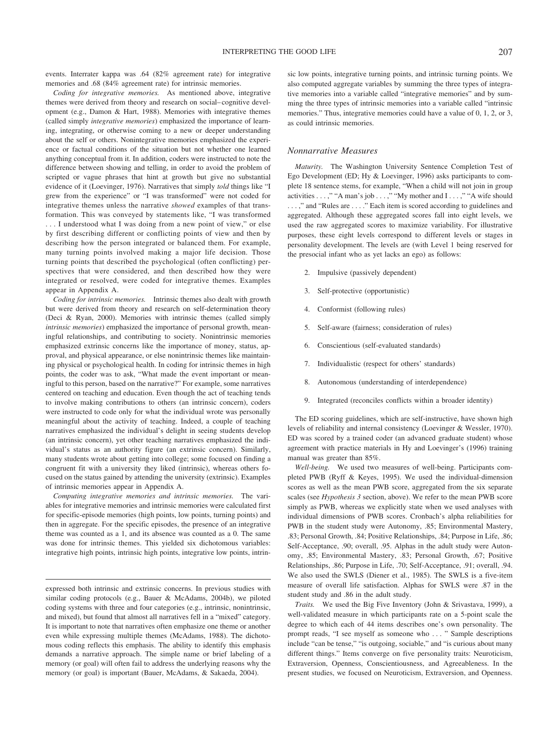events. Interrater kappa was .64 (82% agreement rate) for integrative memories and .68 (84% agreement rate) for intrinsic memories.

*Coding for integrative memories.* As mentioned above, integrative themes were derived from theory and research on social–cognitive development (e.g., Damon & Hart, 1988). Memories with integrative themes (called simply *integrative memories*) emphasized the importance of learning, integrating, or otherwise coming to a new or deeper understanding about the self or others. Nonintegrative memories emphasized the experience or factual conditions of the situation but not whether one learned anything conceptual from it. In addition, coders were instructed to note the difference between showing and telling, in order to avoid the problem of scripted or vague phrases that hint at growth but give no substantial evidence of it (Loevinger, 1976). Narratives that simply *told* things like "I grew from the experience" or "I was transformed" were not coded for integrative themes unless the narrative *showed* examples of that transformation. This was conveyed by statements like, "I was transformed . . . I understood what I was doing from a new point of view," or else by first describing different or conflicting points of view and then by describing how the person integrated or balanced them. For example, many turning points involved making a major life decision. Those turning points that described the psychological (often conflicting) perspectives that were considered, and then described how they were integrated or resolved, were coded for integrative themes. Examples appear in Appendix A.

*Coding for intrinsic memories.* Intrinsic themes also dealt with growth but were derived from theory and research on self-determination theory (Deci & Ryan, 2000). Memories with intrinsic themes (called simply *intrinsic memories*) emphasized the importance of personal growth, meaningful relationships, and contributing to society. Nonintrinsic memories emphasized extrinsic concerns like the importance of money, status, approval, and physical appearance, or else nonintrinsic themes like maintaining physical or psychological health. In coding for intrinsic themes in high points, the coder was to ask, "What made the event important or meaningful to this person, based on the narrative?" For example, some narratives centered on teaching and education. Even though the act of teaching tends to involve making contributions to others (an intrinsic concern), coders were instructed to code only for what the individual wrote was personally meaningful about the activity of teaching. Indeed, a couple of teaching narratives emphasized the individual's delight in seeing students develop (an intrinsic concern), yet other teaching narratives emphasized the individual's status as an authority figure (an extrinsic concern). Similarly, many students wrote about getting into college; some focused on finding a congruent fit with a university they liked (intrinsic), whereas others focused on the status gained by attending the university (extrinsic). Examples of intrinsic memories appear in Appendix A.

*Computing integrative memories and intrinsic memories.* The variables for integrative memories and intrinsic memories were calculated first for specific-episode memories (high points, low points, turning points) and then in aggregate. For the specific episodes, the presence of an integrative theme was counted as a 1, and its absence was counted as a 0. The same was done for intrinsic themes. This yielded six dichotomous variables: integrative high points, intrinsic high points, integrative low points, intrinsic low points, integrative turning points, and intrinsic turning points. We also computed aggregate variables by summing the three types of integrative memories into a variable called "integrative memories" and by summing the three types of intrinsic memories into a variable called "intrinsic memories." Thus, integrative memories could have a value of 0, 1, 2, or 3, as could intrinsic memories.

## Nonnarrative Measures

*Maturity.* The Washington University Sentence Completion Test of Ego Development (ED; Hy & Loevinger, 1996) asks participants to complete 18 sentence stems, for example, "When a child will not join in group activities . . . ," "A man's job . . . ," "My mother and I . . . ," "A wife should . . . ," and "Rules are . . . ." Each item is scored according to guidelines and aggregated. Although these aggregated scores fall into eight levels, we used the raw aggregated scores to maximize variability. For illustrative purposes, these eight levels correspond to different levels or stages in personality development. The levels are (with Level 1 being reserved for the presocial infant who as yet lacks an ego) as follows:

2. Impulsive (passively dependent)
3. Self-protective (opportunistic)
4. Conformist (following rules)
5. Self-aware (fairness; consideration of rules)
6. Conscientious (self-evaluated standards)
7. Individualistic (respect for others' standards)
8. Autonomous (understanding of interdependence)
9. Integrated (reconciles conflicts within a broader identity)

The ED scoring guidelines, which are self-instructive, have shown high levels of reliability and internal consistency (Loevinger & Wessler, 1970). ED was scored by a trained coder (an advanced graduate student) whose agreement with practice materials in Hy and Loevinger's (1996) training manual was greater than 85%.

*Well-being.* We used two measures of well-being. Participants completed PWB (Ryff & Keyes, 1995). We used the individual-dimension scores as well as the mean PWB score, aggregated from the six separate scales (see *Hypothesis 3* section, above). We refer to the mean PWB score simply as PWB, whereas we explicitly state when we used analyses with individual dimensions of PWB scores. Cronbach's alpha reliabilities for PWB in the student study were Autonomy, .85; Environmental Mastery, .83; Personal Growth, .84; Positive Relationships, .84; Purpose in Life, .86; Self-Acceptance, .90; overall, .95. Alphas in the adult study were Autonomy, .85; Environmental Mastery, .83; Personal Growth, .67; Positive Relationships, .86; Purpose in Life, .70; Self-Acceptance, .91; overall, .94. We also used the SWLS (Diener et al., 1985). The SWLS is a five-item measure of overall life satisfaction. Alphas for SWLS were .87 in the student study and .86 in the adult study.

*Traits.* We used the Big Five Inventory (John & Srivastava, 1999), a well-validated measure in which participants rate on a 5-point scale the degree to which each of 44 items describes one's own personality. The prompt reads, "I see myself as someone who . . . " Sample descriptions include "can be tense," "is outgoing, sociable," and "is curious about many different things." Items converge on five personality traits: Neuroticism, Extraversion, Openness, Conscientiousness, and Agreeableness. In the present studies, we focused on Neuroticism, Extraversion, and Openness.

---

expressed both intrinsic and extrinsic concerns. In previous studies with similar coding protocols (e.g., Bauer & McAdams, 2004b), we piloted coding systems with three and four categories (e.g., intrinsic, nonintrinsic, and mixed), but found that almost all narratives fell in a "mixed" category. It is important to note that narratives often emphasize one theme or another even while expressing multiple themes (McAdams, 1988). The dichotomous coding reflects this emphasis. The ability to identify this emphasis demands a narrative approach. The simple name or brief labeling of a memory (or goal) will often fail to address the underlying reasons why the memory (or goal) is important (Bauer, McAdams, & Sakaeda, 2004).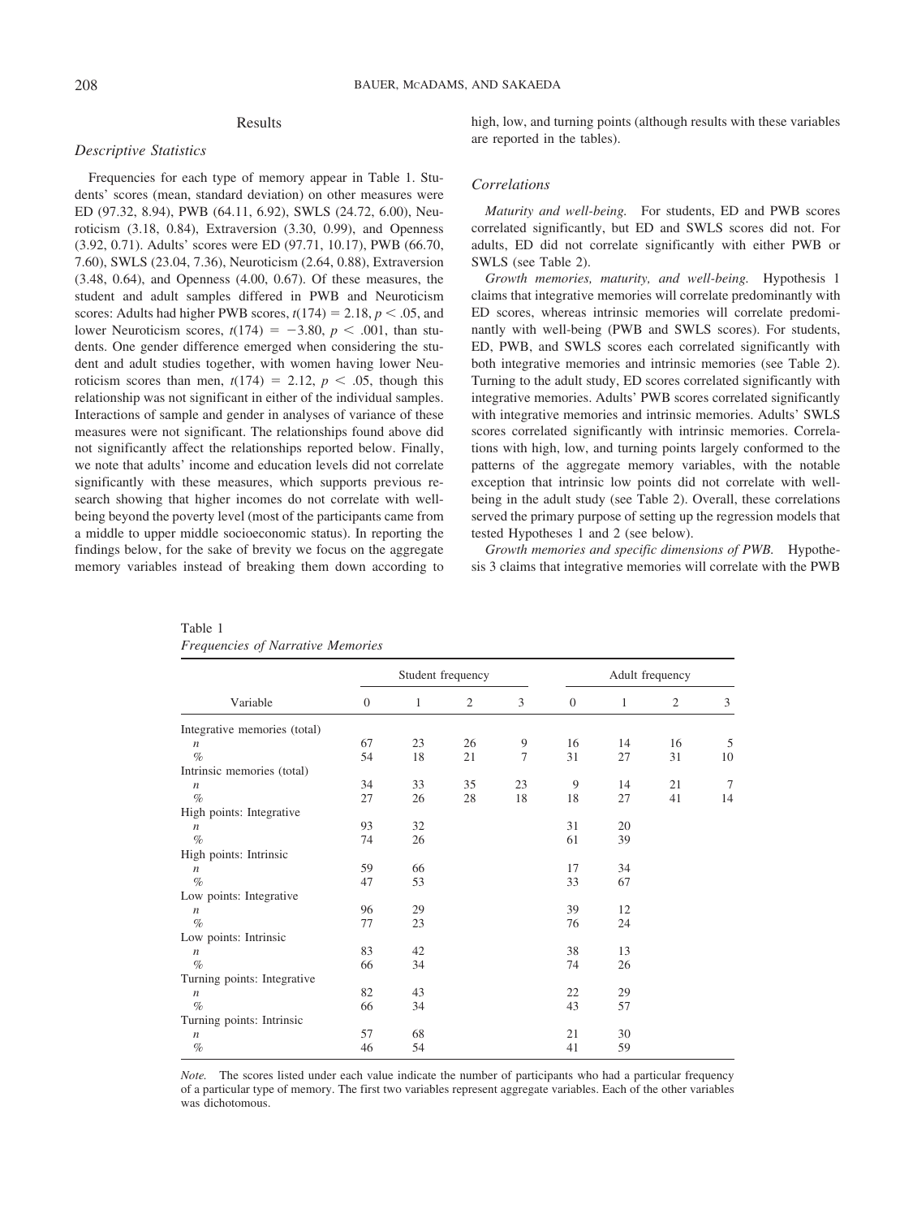## Results

### Descriptive Statistics

Frequencies for each type of memory appear in Table 1. Students' scores (mean, standard deviation) on other measures were ED (97.32, 8.94), PWB (64.11, 6.92), SWLS (24.72, 6.00), Neuroticism (3.18, 0.84), Extraversion (3.30, 0.99), and Openness (3.92, 0.71). Adults' scores were ED (97.71, 10.17), PWB (66.70, 7.60), SWLS (23.04, 7.36), Neuroticism (2.64, 0.88), Extraversion (3.48, 0.64), and Openness (4.00, 0.67). Of these measures, the student and adult samples differed in PWB and Neuroticism scores: Adults had higher PWB scores, $t(174) = 2.18$, $p < .05$, and lower Neuroticism scores, $t(174) = -3.80$, $p < .001$, than students. One gender difference emerged when considering the student and adult studies together, with women having lower Neuroticism scores than men, $t(174) = 2.12$, $p < .05$, though this relationship was not significant in either of the individual samples. Interactions of sample and gender in analyses of variance of these measures were not significant. The relationships found above did not significantly affect the relationships reported below. Finally, we note that adults' income and education levels did not correlate significantly with these measures, which supports previous research showing that higher incomes do not correlate with well-being beyond the poverty level (most of the participants came from a middle to upper middle socioeconomic status). In reporting the findings below, for the sake of brevity we focus on the aggregate memory variables instead of breaking them down according to high, low, and turning points (although results with these variables are reported in the tables).

### Correlations

*Maturity and well-being.* For students, ED and PWB scores correlated significantly, but ED and SWLS scores did not. For adults, ED did not correlate significantly with either PWB or SWLS (see Table 2).

*Growth memories, maturity, and well-being.* Hypothesis 1 claims that integrative memories will correlate predominantly with ED scores, whereas intrinsic memories will correlate predominantly with well-being (PWB and SWLS scores). For students, ED, PWB, and SWLS scores each correlated significantly with both integrative memories and intrinsic memories (see Table 2). Turning to the adult study, ED scores correlated significantly with integrative memories. Adults' PWB scores correlated significantly with integrative memories and intrinsic memories. Adults' SWLS scores correlated significantly with intrinsic memories. Correlations with high, low, and turning points largely conformed to the patterns of the aggregate memory variables, with the notable exception that intrinsic low points did not correlate with well-being in the adult study (see Table 2). Overall, these correlations served the primary purpose of setting up the regression models that tested Hypotheses 1 and 2 (see below).

*Growth memories and specific dimensions of PWB.* Hypothesis 3 claims that integrative memories will correlate with the PWB

Table 1
*Frequencies of Narrative Memories*

| | Student frequency | | | | Adult frequency | | | |
|---|---|---|---|---|---|---|---|---|
| Variable | 0 | 1 | 2 | 3 | 0 | 1 | 2 | 3 |
| Integrative memories (total) | | | | | | | | |
| *n* | 67 | 23 | 26 | 9 | 16 | 14 | 16 | 5 |
| % | 54 | 18 | 21 | 7 | 31 | 27 | 31 | 10 |
| Intrinsic memories (total) | | | | | | | | |
| *n* | 34 | 33 | 35 | 23 | 9 | 14 | 21 | 7 |
| % | 27 | 26 | 28 | 18 | 18 | 27 | 41 | 14 |
| High points: Integrative | | | | | | | | |
| *n* | 93 | 32 | | | 31 | 20 | | |
| % | 74 | 26 | | | 61 | 39 | | |
| High points: Intrinsic | | | | | | | | |
| *n* | 59 | 66 | | | 17 | 34 | | |
| % | 47 | 53 | | | 33 | 67 | | |
| Low points: Integrative | | | | | | | | |
| *n* | 96 | 29 | | | 39 | 12 | | |
| % | 77 | 23 | | | 76 | 24 | | |
| Low points: Intrinsic | | | | | | | | |
| *n* | 83 | 42 | | | 38 | 13 | | |
| % | 66 | 34 | | | 74 | 26 | | |
| Turning points: Integrative | | | | | | | | |
| *n* | 82 | 43 | | | 22 | 29 | | |
| % | 66 | 34 | | | 43 | 57 | | |
| Turning points: Intrinsic | | | | | | | | |
| *n* | 57 | 68 | | | 21 | 30 | | |
| % | 46 | 54 | | | 41 | 59 | | |

*Note.* The scores listed under each value indicate the number of participants who had a particular frequency of a particular type of memory. The first two variables represent aggregate variables. Each of the other variables was dichotomous.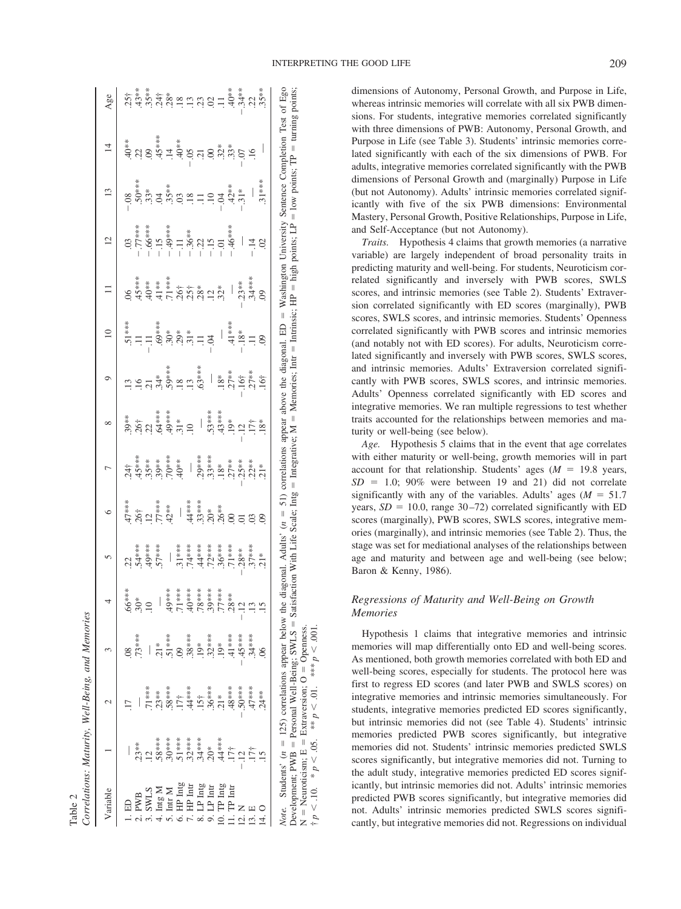Table 2
*Correlations: Maturity, Well-Being, and Memories*

| Variable | 1 | 2 | 3 | 4 | 5 | 6 | 7 | 8 | 9 | 10 | 11 | 12 | 13 | 14 | Age |
|---|---|---|---|---|---|---|---|---|---|---|---|---|---|---|---|
| 1. ED | — | .17 | .08 | .66*** | .22 | .47*** | .24† | .39** | .13 | .51*** | .06 | .03 | −.08 | .40** | .25† |
| 2. PWB | .23** | — | .73*** | .30* | .54*** | .26† | .45*** | .26† | .16 | .11 | .45*** | −.77*** | .50*** | .22 | .43** |
| 3. SWLS | .12 | .71*** | — | .10 | .49*** | .12 | .35** | .22 | .21 | −.11 | .40** | −.66*** | .33* | .09 | .35** |
| 4. Intg M | .58*** | .23** | .21* | — | .57*** | .77*** | .39** | .64*** | .34* | .69*** | .41** | −.15 | .04 | .45*** | .24† |
| 5. Intr M | .30*** | .58*** | .51*** | .49*** | — | .42** | .70*** | .49*** | .59*** | .30* | .71*** | −.49*** | .35** | .14 | .28* |
| 6. HP Intg | .51*** | .17† | .09 | .71*** | .31*** | — | .40** | .31* | .18 | .29* | .26† | −.11 | .03 | .40** | .18 |
| 7. HP Intr | .32*** | .44*** | .38*** | .40*** | .74*** | .44*** | — | .10 | .13 | .31* | .25† | −.36** | .18 | −.05 | .13 |
| 8. LP Intg | .34*** | .15† | .19* | .78*** | .44*** | .33*** | .29*** | — | .63*** | .11 | .28* | −.22 | .11 | .21 | .23 |
| 9. LP Intr | .20* | .36*** | .32*** | .39*** | .72*** | .20* | .33*** | .53*** | — | −.04 | .12 | −.15 | .10 | .00 | .02 |
| 10. TP Intg | .44*** | .21* | .19* | .77*** | .36*** | .26** | .18* | .43*** | .18* | — | .32* | −.01 | −.04 | .32* | .11 |
| 11. TP Intr | .17† | .48*** | .41*** | .28** | .71*** | .00 | .27** | .19* | .27** | .41*** | — | −.46*** | .42** | .33* | .40** |
| 12. N | −.12 | −.50*** | −.45*** | −.12 | −.28** | .01 | −.25** | −.12 | −.16† | −.18* | −.23** | — | −.31* | −.07 | −.34** |
| 13. E | .17† | .47*** | .34*** | .13 | .37*** | .03 | .22** | .17† | .27** | .11 | .34*** | −.14 | — | .16 | .22 |
| 14. O | .15 | .24** | .06 | .15 | .21* | .09 | .21* | .18* | .16† | .09 | .09 | .02 | .31*** | — | .35** |

*Note.* Students' ($n$ = 125) correlations appear below the diagonal. Adults' ($n$ = 51) correlations appear above the diagonal. ED = Washington University Sentence Completion Test of Ego Development; PWB = Personal Well-Being; SWLS = Satisfaction With Life Scale; Intg = Integrative; M = Memories; Intr = Intrinsic; HP = high points; LP = low points; TP = turning points; N = Neuroticism; E = Extraversion; O = Openness.
† $p < .10$. * $p < .05$. ** $p < .01$. *** $p < .001$.

dimensions of Autonomy, Personal Growth, and Purpose in Life, whereas intrinsic memories will correlate with all six PWB dimensions. For students, integrative memories correlated significantly with three dimensions of PWB: Autonomy, Personal Growth, and Purpose in Life (see Table 3). Students' intrinsic memories correlated significantly with each of the six dimensions of PWB. For adults, integrative memories correlated significantly with the PWB dimensions of Personal Growth and (marginally) Purpose in Life (but not Autonomy). Adults' intrinsic memories correlated significantly with five of the six PWB dimensions: Environmental Mastery, Personal Growth, Positive Relationships, Purpose in Life, and Self-Acceptance (but not Autonomy).

*Traits.* Hypothesis 4 claims that growth memories (a narrative variable) are largely independent of broad personality traits in predicting maturity and well-being. For students, Neuroticism correlated significantly and inversely with PWB scores, SWLS scores, and intrinsic memories (see Table 2). Students' Extraversion correlated significantly with ED scores (marginally), PWB scores, SWLS scores, and intrinsic memories. Students' Openness correlated significantly with PWB scores and intrinsic memories (and notably not with ED scores). For adults, Neuroticism correlated significantly and inversely with PWB scores, SWLS scores, and intrinsic memories. Adults' Extraversion correlated significantly with PWB scores, SWLS scores, and intrinsic memories. Adults' Openness correlated significantly with ED scores and integrative memories. We ran multiple regressions to test whether traits accounted for the relationships between memories and maturity or well-being (see below).

*Age.* Hypothesis 5 claims that in the event that age correlates with either maturity or well-being, growth memories will in part account for that relationship. Students' ages ($M$ = 19.8 years, $SD$ = 1.0; 90% were between 19 and 21) did not correlate significantly with any of the variables. Adults' ages ($M$ = 51.7 years, $SD$ = 10.0, range 30–72) correlated significantly with ED scores (marginally), PWB scores, SWLS scores, integrative memories (marginally), and intrinsic memories (see Table 2). Thus, the stage was set for mediational analyses of the relationships between age and maturity and between age and well-being (see below; Baron & Kenny, 1986).

### Regressions of Maturity and Well-Being on Growth Memories

Hypothesis 1 claims that integrative memories and intrinsic memories will map differentially onto ED and well-being scores. As mentioned, both growth memories correlated with both ED and well-being scores, especially for students. The protocol here was first to regress ED scores (and later PWB and SWLS scores) on integrative memories and intrinsic memories simultaneously. For students, integrative memories predicted ED scores significantly, but intrinsic memories did not (see Table 4). Students' intrinsic memories predicted PWB scores significantly, but integrative memories did not. Students' intrinsic memories predicted SWLS scores significantly, but integrative memories did not. Turning to the adult study, integrative memories predicted ED scores significantly, but intrinsic memories did not. Adults' intrinsic memories predicted PWB scores significantly, but integrative memories did not. Adults' intrinsic memories predicted SWLS scores significantly, but integrative memories did not. Regressions on individual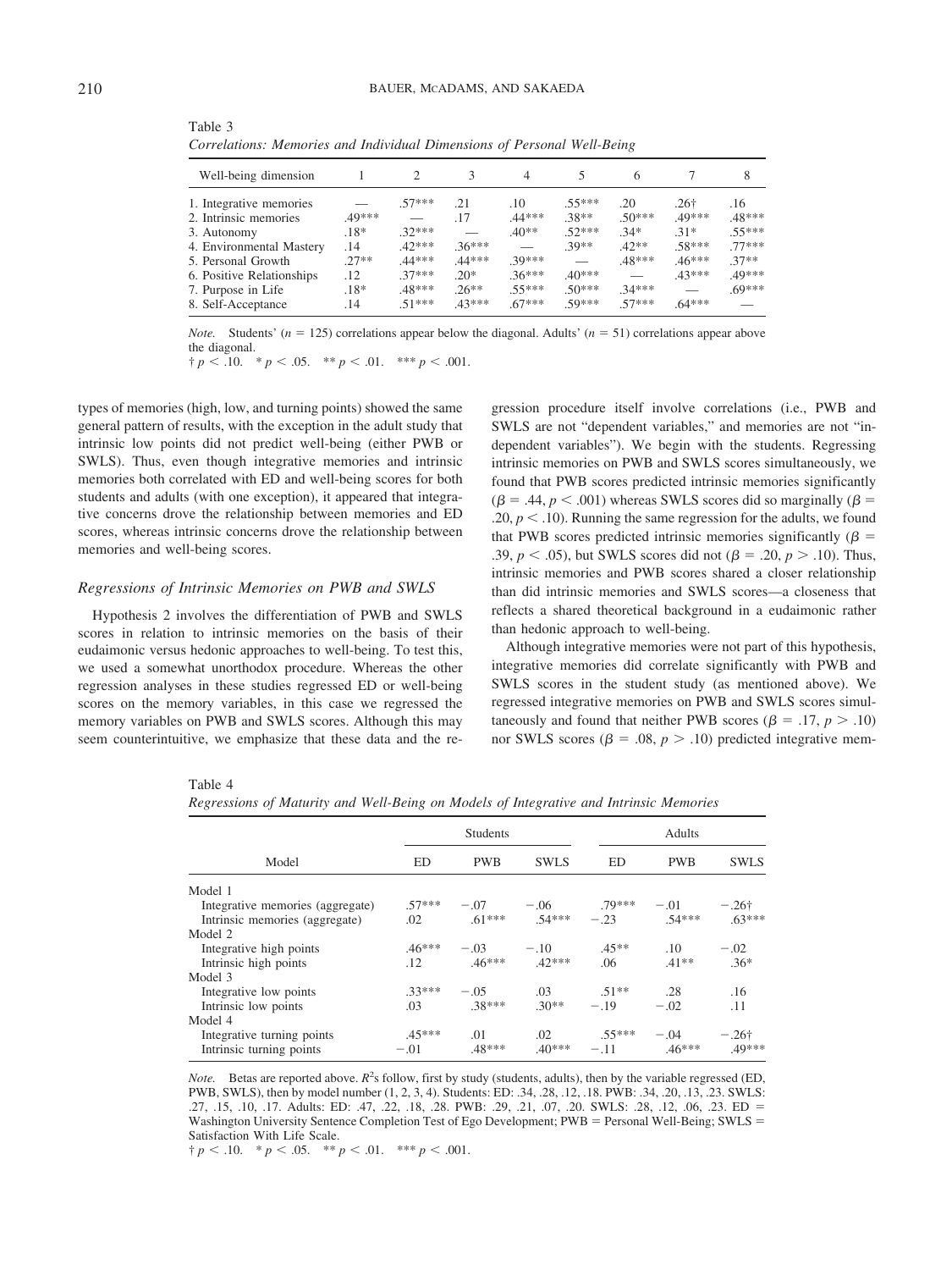Table 3
*Correlations: Memories and Individual Dimensions of Personal Well-Being*

| Well-being dimension | 1 | 2 | 3 | 4 | 5 | 6 | 7 | 8 |
|---|---|---|---|---|---|---|---|---|
| 1. Integrative memories | — | .57*** | .21 | .10 | .55*** | .20 | .26† | .16 |
| 2. Intrinsic memories | .49*** | — | .17 | .44*** | .38** | .50*** | .49*** | .48*** |
| 3. Autonomy | .18* | .32*** | — | .40** | .52*** | .34* | .31* | .55*** |
| 4. Environmental Mastery | .14 | .42*** | .36*** | — | .39** | .42** | .58*** | .77*** |
| 5. Personal Growth | .27** | .44*** | .44*** | .39*** | — | .48*** | .46*** | .37** |
| 6. Positive Relationships | .12 | .37*** | .20* | .36*** | .40*** | — | .43*** | .49*** |
| 7. Purpose in Life | .18* | .48*** | .26** | .55*** | .50*** | .34*** | — | .69*** |
| 8. Self-Acceptance | .14 | .51*** | .43*** | .67*** | .59*** | .57*** | .64*** | — |

*Note.* Students' ($n = 125$) correlations appear below the diagonal. Adults' ($n = 51$) correlations appear above the diagonal.
† $p < .10$. * $p < .05$. ** $p < .01$. *** $p < .001$.

types of memories (high, low, and turning points) showed the same general pattern of results, with the exception in the adult study that intrinsic low points did not predict well-being (either PWB or SWLS). Thus, even though integrative memories and intrinsic memories both correlated with ED and well-being scores for both students and adults (with one exception), it appeared that integrative concerns drove the relationship between memories and ED scores, whereas intrinsic concerns drove the relationship between memories and well-being scores.

### *Regressions of Intrinsic Memories on PWB and SWLS*

Hypothesis 2 involves the differentiation of PWB and SWLS scores in relation to intrinsic memories on the basis of their eudaimonic versus hedonic approaches to well-being. To test this, we used a somewhat unorthodox procedure. Whereas the other regression analyses in these studies regressed ED or well-being scores on the memory variables, in this case we regressed the memory variables on PWB and SWLS scores. Although this may seem counterintuitive, we emphasize that these data and the regression procedure itself involve correlations (i.e., PWB and SWLS are not "dependent variables," and memories are not "independent variables"). We begin with the students. Regressing intrinsic memories on PWB and SWLS scores simultaneously, we found that PWB scores predicted intrinsic memories significantly ($\beta = .44$, $p < .001$) whereas SWLS scores did so marginally ($\beta = .20$, $p < .10$). Running the same regression for the adults, we found that PWB scores predicted intrinsic memories significantly ($\beta = .39$, $p < .05$), but SWLS scores did not ($\beta = .20$, $p > .10$). Thus, intrinsic memories and PWB scores shared a closer relationship than did intrinsic memories and SWLS scores—a closeness that reflects a shared theoretical background in a eudaimonic rather than hedonic approach to well-being.

Although integrative memories were not part of this hypothesis, integrative memories did correlate significantly with PWB and SWLS scores in the student study (as mentioned above). We regressed integrative memories on PWB and SWLS scores simultaneously and found that neither PWB scores ($\beta = .17$, $p > .10$) nor SWLS scores ($\beta = .08$, $p > .10$) predicted integrative mem-

Table 4
*Regressions of Maturity and Well-Being on Models of Integrative and Intrinsic Memories*

| Model | Students | | | Adults | | |
|---|---|---|---|---|---|---|
| | ED | PWB | SWLS | ED | PWB | SWLS |
| Model 1 | | | | | | |
| Integrative memories (aggregate) | .57*** | −.07 | −.06 | .79*** | −.01 | −.26† |
| Intrinsic memories (aggregate) | .02 | .61*** | .54*** | −.23 | .54*** | .63*** |
| Model 2 | | | | | | |
| Integrative high points | .46*** | −.03 | −.10 | .45** | .10 | −.02 |
| Intrinsic high points | .12 | .46*** | .42*** | .06 | .41** | .36* |
| Model 3 | | | | | | |
| Integrative low points | .33*** | −.05 | .03 | .51** | .28 | .16 |
| Intrinsic low points | .03 | .38*** | .30** | −.19 | −.02 | .11 |
| Model 4 | | | | | | |
| Integrative turning points | .45*** | .01 | .02 | .55*** | −.04 | −.26† |
| Intrinsic turning points | −.01 | .48*** | .40*** | −.11 | .46*** | .49*** |

*Note.* Betas are reported above. $R^2$s follow, first by study (students, adults), then by the variable regressed (ED, PWB, SWLS), then by model number (1, 2, 3, 4). Students: ED: .34, .28, .12, .18. PWB: .34, .20, .13, .23. SWLS: .27, .15, .10, .17. Adults: ED: .47, .22, .18, .28. PWB: .29, .21, .07, .20. SWLS: .28, .12, .06, .23. ED = Washington University Sentence Completion Test of Ego Development; PWB = Personal Well-Being; SWLS = Satisfaction With Life Scale.
† $p < .10$. * $p < .05$. ** $p < .01$. *** $p < .001$.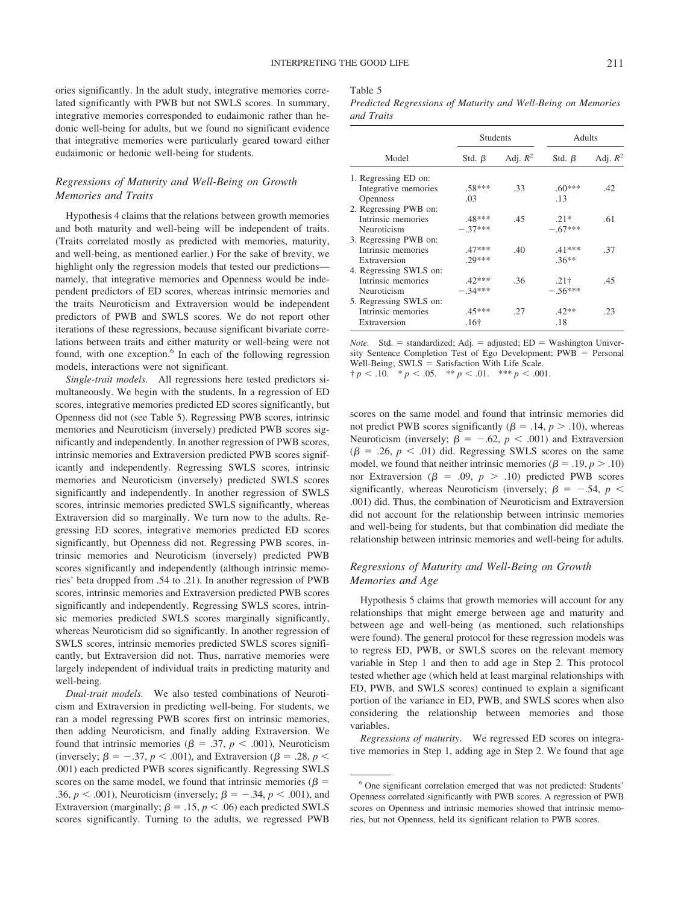ories significantly. In the adult study, integrative memories correlated significantly with PWB but not SWLS scores. In summary, integrative memories corresponded to eudaimonic rather than hedonic well-being for adults, but we found no significant evidence that integrative memories were particularly geared toward either eudaimonic or hedonic well-being for students.

### *Regressions of Maturity and Well-Being on Growth Memories and Traits*

Hypothesis 4 claims that the relations between growth memories and both maturity and well-being will be independent of traits. (Traits correlated mostly as predicted with memories, maturity, and well-being, as mentioned earlier.) For the sake of brevity, we highlight only the regression models that tested our predictions—namely, that integrative memories and Openness would be independent predictors of ED scores, whereas intrinsic memories and the traits Neuroticism and Extraversion would be independent predictors of PWB and SWLS scores. We do not report other iterations of these regressions, because significant bivariate correlations between traits and either maturity or well-being were not found, with one exception.[6] In each of the following regression models, interactions were not significant.

*Single-trait models.* All regressions here tested predictors simultaneously. We begin with the students. In a regression of ED scores, integrative memories predicted ED scores significantly, but Openness did not (see Table 5). Regressing PWB scores, intrinsic memories and Neuroticism (inversely) predicted PWB scores significantly and independently. In another regression of PWB scores, intrinsic memories and Extraversion predicted PWB scores significantly and independently. Regressing SWLS scores, intrinsic memories and Neuroticism (inversely) predicted SWLS scores significantly and independently. In another regression of SWLS scores, intrinsic memories predicted SWLS significantly, whereas Extraversion did so marginally. We turn now to the adults. Regressing ED scores, integrative memories predicted ED scores significantly, but Openness did not. Regressing PWB scores, intrinsic memories and Neuroticism (inversely) predicted PWB scores significantly and independently (although intrinsic memories' beta dropped from .54 to .21). In another regression of PWB scores, intrinsic memories and Extraversion predicted PWB scores significantly and independently. Regressing SWLS scores, intrinsic memories predicted SWLS scores marginally significantly, whereas Neuroticism did so significantly. In another regression of SWLS scores, intrinsic memories predicted SWLS scores significantly, but Extraversion did not. Thus, narrative memories were largely independent of individual traits in predicting maturity and well-being.

*Dual-trait models.* We also tested combinations of Neuroticism and Extraversion in predicting well-being. For students, we ran a model regressing PWB scores first on intrinsic memories, then adding Neuroticism, and finally adding Extraversion. We found that intrinsic memories ($\beta = .37$, $p < .001$), Neuroticism (inversely; $\beta = -.37$, $p < .001$), and Extraversion ($\beta = .28$, $p < .001$) each predicted PWB scores significantly. Regressing SWLS scores on the same model, we found that intrinsic memories ($\beta = .36$, $p < .001$), Neuroticism (inversely; $\beta = -.34$, $p < .001$), and Extraversion (marginally; $\beta = .15$, $p < .06$) each predicted SWLS scores significantly. Turning to the adults, we regressed PWB scores on the same model and found that intrinsic memories did not predict PWB scores significantly ($\beta = .14$, $p > .10$), whereas Neuroticism (inversely; $\beta = -.62$, $p < .001$) and Extraversion ($\beta = .26$, $p < .01$) did. Regressing SWLS scores on the same model, we found that neither intrinsic memories ($\beta = .19$, $p > .10$) nor Extraversion ($\beta = .09$, $p > .10$) predicted PWB scores significantly, whereas Neuroticism (inversely; $\beta = -.54$, $p < .001$) did. Thus, the combination of Neuroticism and Extraversion did not account for the relationship between intrinsic memories and well-being for students, but that combination did mediate the relationship between intrinsic memories and well-being for adults.

Table 5
*Predicted Regressions of Maturity and Well-Being on Memories and Traits*

| Model | Students | | Adults | |
|---|---|---|---|---|
| | Std. $\beta$ | Adj. $R^2$ | Std. $\beta$ | Adj. $R^2$ |
| 1. Regressing ED on: | | | | |
| Integrative memories | .58*** | .33 | .60*** | .42 |
| Openness | .03 | | .13 | |
| 2. Regressing PWB on: | | | | |
| Intrinsic memories | .48*** | .45 | .21* | .61 |
| Neuroticism | −.37*** | | −.67*** | |
| 3. Regressing PWB on: | | | | |
| Intrinsic memories | .47*** | .40 | .41*** | .37 |
| Extraversion | .29*** | | .36** | |
| 4. Regressing SWLS on: | | | | |
| Intrinsic memories | .42*** | .36 | .21† | .45 |
| Neuroticism | −.34*** | | −.56*** | |
| 5. Regressing SWLS on: | | | | |
| Intrinsic memories | .45*** | .27 | .42** | .23 |
| Extraversion | .16† | | .18 | |

*Note.* Std. = standardized; Adj. = adjusted; ED = Washington University Sentence Completion Test of Ego Development; PWB = Personal Well-Being; SWLS = Satisfaction With Life Scale.
† $p < .10$. * $p < .05$. ** $p < .01$. *** $p < .001$.

### *Regressions of Maturity and Well-Being on Growth Memories and Age*

Hypothesis 5 claims that growth memories will account for any relationships that might emerge between age and maturity and between age and well-being (as mentioned, such relationships were found). The general protocol for these regression models was to regress ED, PWB, or SWLS scores on the relevant memory variable in Step 1 and then to add age in Step 2. This protocol tested whether age (which held at least marginal relationships with ED, PWB, and SWLS scores) continued to explain a significant portion of the variance in ED, PWB, and SWLS scores when also considering the relationship between memories and those variables.

*Regressions of maturity.* We regressed ED scores on integrative memories in Step 1, adding age in Step 2. We found that age

[6] One significant correlation emerged that was not predicted: Students' Openness correlated significantly with PWB scores. A regression of PWB scores on Openness and intrinsic memories showed that intrinsic memories, but not Openness, held its significant relation to PWB scores.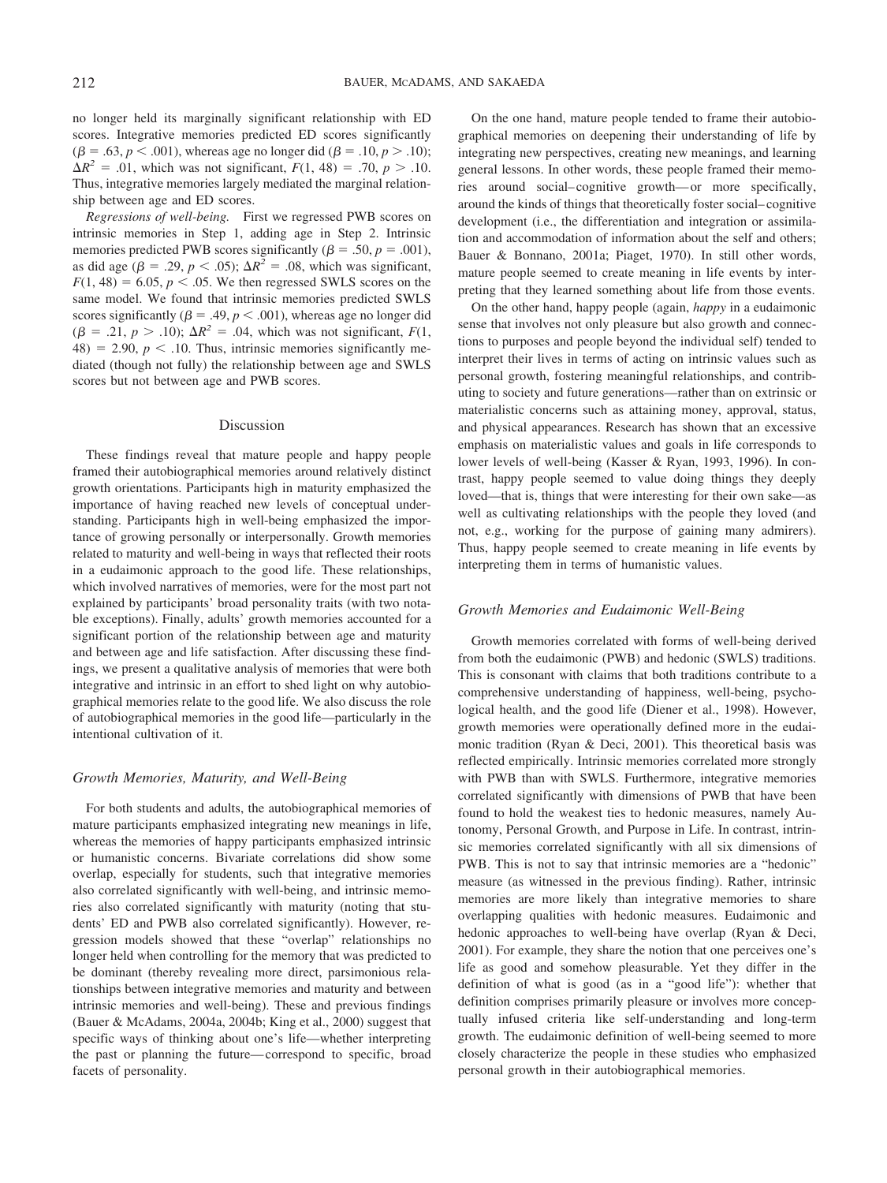no longer held its marginally significant relationship with ED scores. Integrative memories predicted ED scores significantly ($\beta = .63, p < .001$), whereas age no longer did ($\beta = .10, p > .10$); $\Delta R^2 = .01$, which was not significant, $F(1, 48) = .70, p > .10$. Thus, integrative memories largely mediated the marginal relationship between age and ED scores.

*Regressions of well-being.* First we regressed PWB scores on intrinsic memories in Step 1, adding age in Step 2. Intrinsic memories predicted PWB scores significantly ($\beta = .50, p = .001$), as did age ($\beta = .29, p < .05$); $\Delta R^2 = .08$, which was significant, $F(1, 48) = 6.05, p < .05$. We then regressed SWLS scores on the same model. We found that intrinsic memories predicted SWLS scores significantly ($\beta = .49, p < .001$), whereas age no longer did ($\beta = .21, p > .10$); $\Delta R^2 = .04$, which was not significant, $F(1, 48) = 2.90, p < .10$. Thus, intrinsic memories significantly mediated (though not fully) the relationship between age and SWLS scores but not between age and PWB scores.

## Discussion

These findings reveal that mature people and happy people framed their autobiographical memories around relatively distinct growth orientations. Participants high in maturity emphasized the importance of having reached new levels of conceptual understanding. Participants high in well-being emphasized the importance of growing personally or interpersonally. Growth memories related to maturity and well-being in ways that reflected their roots in a eudaimonic approach to the good life. These relationships, which involved narratives of memories, were for the most part not explained by participants' broad personality traits (with two notable exceptions). Finally, adults' growth memories accounted for a significant portion of the relationship between age and maturity and between age and life satisfaction. After discussing these findings, we present a qualitative analysis of memories that were both integrative and intrinsic in an effort to shed light on why autobiographical memories relate to the good life. We also discuss the role of autobiographical memories in the good life—particularly in the intentional cultivation of it.

### Growth Memories, Maturity, and Well-Being

For both students and adults, the autobiographical memories of mature participants emphasized integrating new meanings in life, whereas the memories of happy participants emphasized intrinsic or humanistic concerns. Bivariate correlations did show some overlap, especially for students, such that integrative memories also correlated significantly with well-being, and intrinsic memories also correlated significantly with maturity (noting that students' ED and PWB also correlated significantly). However, regression models showed that these "overlap" relationships no longer held when controlling for the memory that was predicted to be dominant (thereby revealing more direct, parsimonious relationships between integrative memories and maturity and between intrinsic memories and well-being). These and previous findings (Bauer & McAdams, 2004a, 2004b; King et al., 2000) suggest that specific ways of thinking about one's life—whether interpreting the past or planning the future—correspond to specific, broad facets of personality.

On the one hand, mature people tended to frame their autobiographical memories on deepening their understanding of life by integrating new perspectives, creating new meanings, and learning general lessons. In other words, these people framed their memories around social–cognitive growth—or more specifically, around the kinds of things that theoretically foster social–cognitive development (i.e., the differentiation and integration or assimilation and accommodation of information about the self and others; Bauer & Bonnano, 2001a; Piaget, 1970). In still other words, mature people seemed to create meaning in life events by interpreting that they learned something about life from those events.

On the other hand, happy people (again, *happy* in a eudaimonic sense that involves not only pleasure but also growth and connections to purposes and people beyond the individual self) tended to interpret their lives in terms of acting on intrinsic values such as personal growth, fostering meaningful relationships, and contributing to society and future generations—rather than on extrinsic or materialistic concerns such as attaining money, approval, status, and physical appearances. Research has shown that an excessive emphasis on materialistic values and goals in life corresponds to lower levels of well-being (Kasser & Ryan, 1993, 1996). In contrast, happy people seemed to value doing things they deeply loved—that is, things that were interesting for their own sake—as well as cultivating relationships with the people they loved (and not, e.g., working for the purpose of gaining many admirers). Thus, happy people seemed to create meaning in life events by interpreting them in terms of humanistic values.

### Growth Memories and Eudaimonic Well-Being

Growth memories correlated with forms of well-being derived from both the eudaimonic (PWB) and hedonic (SWLS) traditions. This is consonant with claims that both traditions contribute to a comprehensive understanding of happiness, well-being, psychological health, and the good life (Diener et al., 1998). However, growth memories were operationally defined more in the eudaimonic tradition (Ryan & Deci, 2001). This theoretical basis was reflected empirically. Intrinsic memories correlated more strongly with PWB than with SWLS. Furthermore, integrative memories correlated significantly with dimensions of PWB that have been found to hold the weakest ties to hedonic measures, namely Autonomy, Personal Growth, and Purpose in Life. In contrast, intrinsic memories correlated significantly with all six dimensions of PWB. This is not to say that intrinsic memories are a "hedonic" measure (as witnessed in the previous finding). Rather, intrinsic memories are more likely than integrative memories to share overlapping qualities with hedonic measures. Eudaimonic and hedonic approaches to well-being have overlap (Ryan & Deci, 2001). For example, they share the notion that one perceives one's life as good and somehow pleasurable. Yet they differ in the definition of what is good (as in a "good life"): whether that definition comprises primarily pleasure or involves more conceptually infused criteria like self-understanding and long-term growth. The eudaimonic definition of well-being seemed to more closely characterize the people in these studies who emphasized personal growth in their autobiographical memories.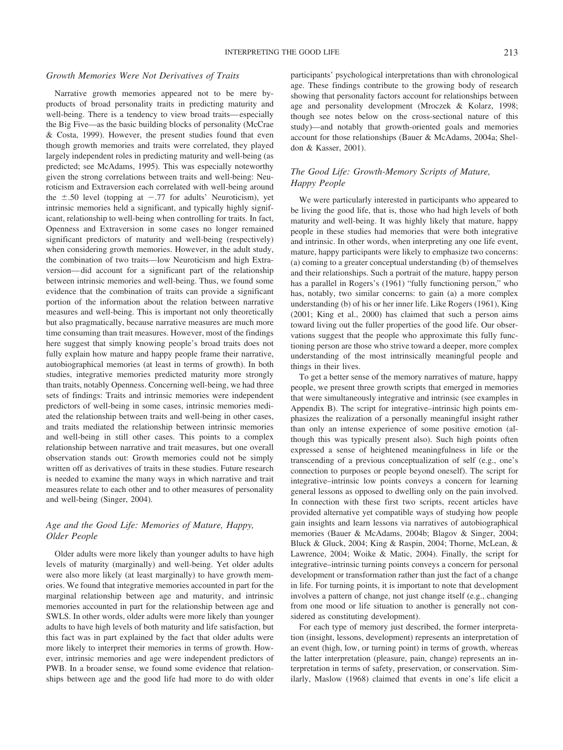### *Growth Memories Were Not Derivatives of Traits*

Narrative growth memories appeared not to be mere byproducts of broad personality traits in predicting maturity and well-being. There is a tendency to view broad traits—especially the Big Five—as the basic building blocks of personality (McCrae & Costa, 1999). However, the present studies found that even though growth memories and traits were correlated, they played largely independent roles in predicting maturity and well-being (as predicted; see McAdams, 1995). This was especially noteworthy given the strong correlations between traits and well-being: Neuroticism and Extraversion each correlated with well-being around the $\pm.50$ level (topping at $-.77$ for adults' Neuroticism), yet intrinsic memories held a significant, and typically highly significant, relationship to well-being when controlling for traits. In fact, Openness and Extraversion in some cases no longer remained significant predictors of maturity and well-being (respectively) when considering growth memories. However, in the adult study, the combination of two traits—low Neuroticism and high Extraversion—did account for a significant part of the relationship between intrinsic memories and well-being. Thus, we found some evidence that the combination of traits can provide a significant portion of the information about the relation between narrative measures and well-being. This is important not only theoretically but also pragmatically, because narrative measures are much more time consuming than trait measures. However, most of the findings here suggest that simply knowing people's broad traits does not fully explain how mature and happy people frame their narrative, autobiographical memories (at least in terms of growth). In both studies, integrative memories predicted maturity more strongly than traits, notably Openness. Concerning well-being, we had three sets of findings: Traits and intrinsic memories were independent predictors of well-being in some cases, intrinsic memories mediated the relationship between traits and well-being in other cases, and traits mediated the relationship between intrinsic memories and well-being in still other cases. This points to a complex relationship between narrative and trait measures, but one overall observation stands out: Growth memories could not be simply written off as derivatives of traits in these studies. Future research is needed to examine the many ways in which narrative and trait measures relate to each other and to other measures of personality and well-being (Singer, 2004).

### *Age and the Good Life: Memories of Mature, Happy, Older People*

Older adults were more likely than younger adults to have high levels of maturity (marginally) and well-being. Yet older adults were also more likely (at least marginally) to have growth memories. We found that integrative memories accounted in part for the marginal relationship between age and maturity, and intrinsic memories accounted in part for the relationship between age and SWLS. In other words, older adults were more likely than younger adults to have high levels of both maturity and life satisfaction, but this fact was in part explained by the fact that older adults were more likely to interpret their memories in terms of growth. However, intrinsic memories and age were independent predictors of PWB. In a broader sense, we found some evidence that relationships between age and the good life had more to do with older participants' psychological interpretations than with chronological age. These findings contribute to the growing body of research showing that personality factors account for relationships between age and personality development (Mroczek & Kolarz, 1998; though see notes below on the cross-sectional nature of this study)—and notably that growth-oriented goals and memories account for those relationships (Bauer & McAdams, 2004a; Sheldon & Kasser, 2001).

### *The Good Life: Growth-Memory Scripts of Mature, Happy People*

We were particularly interested in participants who appeared to be living the good life, that is, those who had high levels of both maturity and well-being. It was highly likely that mature, happy people in these studies had memories that were both integrative and intrinsic. In other words, when interpreting any one life event, mature, happy participants were likely to emphasize two concerns: (a) coming to a greater conceptual understanding (b) of themselves and their relationships. Such a portrait of the mature, happy person has a parallel in Rogers's (1961) "fully functioning person," who has, notably, two similar concerns: to gain (a) a more complex understanding (b) of his or her inner life. Like Rogers (1961), King (2001; King et al., 2000) has claimed that such a person aims toward living out the fuller properties of the good life. Our observations suggest that the people who approximate this fully functioning person are those who strive toward a deeper, more complex understanding of the most intrinsically meaningful people and things in their lives.

To get a better sense of the memory narratives of mature, happy people, we present three growth scripts that emerged in memories that were simultaneously integrative and intrinsic (see examples in Appendix B). The script for integrative–intrinsic high points emphasizes the realization of a personally meaningful insight rather than only an intense experience of some positive emotion (although this was typically present also). Such high points often expressed a sense of heightened meaningfulness in life or the transcending of a previous conceptualization of self (e.g., one's connection to purposes or people beyond oneself). The script for integrative–intrinsic low points conveys a concern for learning general lessons as opposed to dwelling only on the pain involved. In connection with these first two scripts, recent articles have provided alternative yet compatible ways of studying how people gain insights and learn lessons via narratives of autobiographical memories (Bauer & McAdams, 2004b; Blagov & Singer, 2004; Bluck & Gluck, 2004; King & Raspin, 2004; Thorne, McLean, & Lawrence, 2004; Woike & Matic, 2004). Finally, the script for integrative–intrinsic turning points conveys a concern for personal development or transformation rather than just the fact of a change in life. For turning points, it is important to note that development involves a pattern of change, not just change itself (e.g., changing from one mood or life situation to another is generally not considered as constituting development).

For each type of memory just described, the former interpretation (insight, lessons, development) represents an interpretation of an event (high, low, or turning point) in terms of growth, whereas the latter interpretation (pleasure, pain, change) represents an interpretation in terms of safety, preservation, or conservation. Similarly, Maslow (1968) claimed that events in one's life elicit a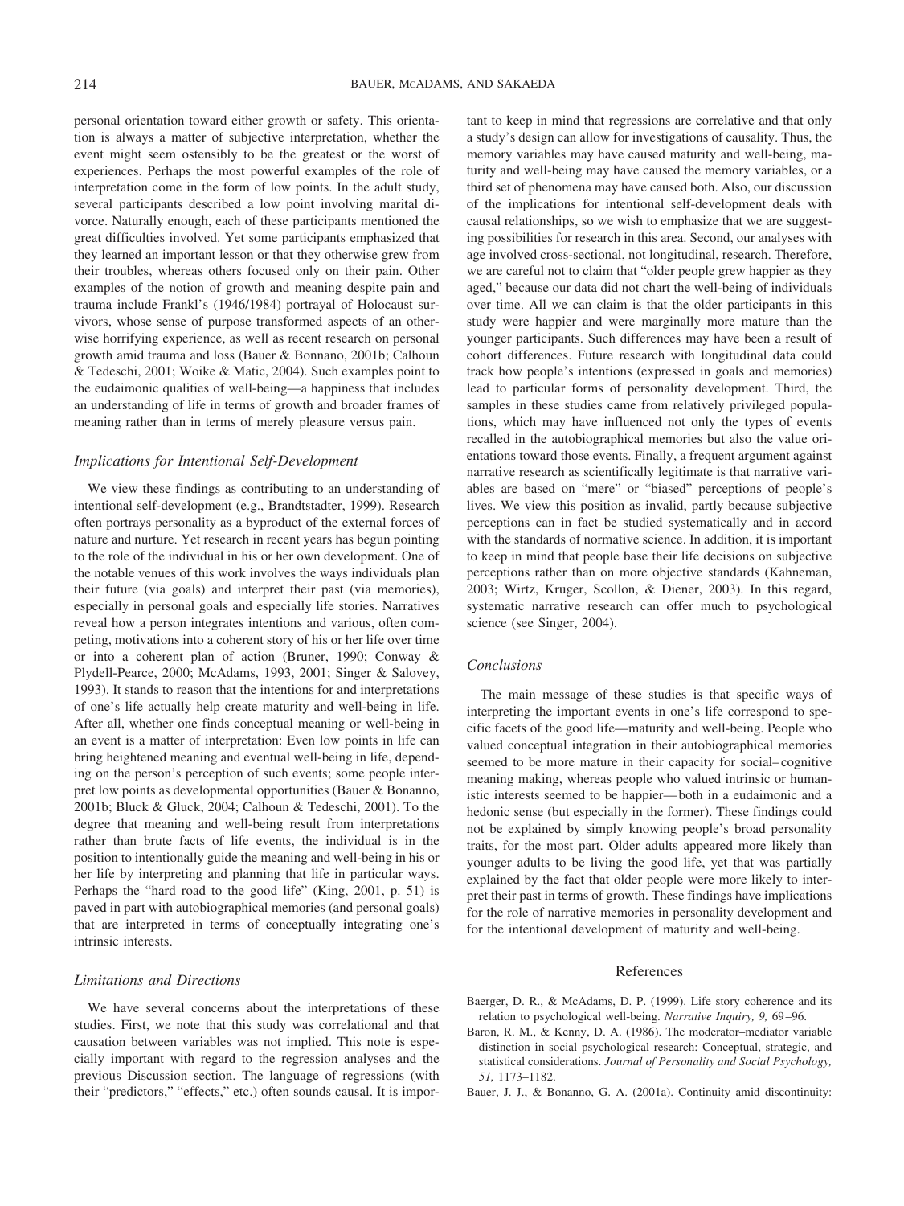personal orientation toward either growth or safety. This orientation is always a matter of subjective interpretation, whether the event might seem ostensibly to be the greatest or the worst of experiences. Perhaps the most powerful examples of the role of interpretation come in the form of low points. In the adult study, several participants described a low point involving marital divorce. Naturally enough, each of these participants mentioned the great difficulties involved. Yet some participants emphasized that they learned an important lesson or that they otherwise grew from their troubles, whereas others focused only on their pain. Other examples of the notion of growth and meaning despite pain and trauma include Frankl's (1946/1984) portrayal of Holocaust survivors, whose sense of purpose transformed aspects of an otherwise horrifying experience, as well as recent research on personal growth amid trauma and loss (Bauer & Bonnano, 2001b; Calhoun & Tedeschi, 2001; Woike & Matic, 2004). Such examples point to the eudaimonic qualities of well-being—a happiness that includes an understanding of life in terms of growth and broader frames of meaning rather than in terms of merely pleasure versus pain.

### *Implications for Intentional Self-Development*

We view these findings as contributing to an understanding of intentional self-development (e.g., Brandtstadter, 1999). Research often portrays personality as a byproduct of the external forces of nature and nurture. Yet research in recent years has begun pointing to the role of the individual in his or her own development. One of the notable venues of this work involves the ways individuals plan their future (via goals) and interpret their past (via memories), especially in personal goals and especially life stories. Narratives reveal how a person integrates intentions and various, often competing, motivations into a coherent story of his or her life over time or into a coherent plan of action (Bruner, 1990; Conway & Plydell-Pearce, 2000; McAdams, 1993, 2001; Singer & Salovey, 1993). It stands to reason that the intentions for and interpretations of one's life actually help create maturity and well-being in life. After all, whether one finds conceptual meaning or well-being in an event is a matter of interpretation: Even low points in life can bring heightened meaning and eventual well-being in life, depending on the person's perception of such events; some people interpret low points as developmental opportunities (Bauer & Bonnano, 2001b; Bluck & Gluck, 2004; Calhoun & Tedeschi, 2001). To the degree that meaning and well-being result from interpretations rather than brute facts of life events, the individual is in the position to intentionally guide the meaning and well-being in his or her life by interpreting and planning that life in particular ways. Perhaps the "hard road to the good life" (King, 2001, p. 51) is paved in part with autobiographical memories (and personal goals) that are interpreted in terms of conceptually integrating one's intrinsic interests.

### *Limitations and Directions*

We have several concerns about the interpretations of these studies. First, we note that this study was correlational and that causation between variables was not implied. This note is especially important with regard to the regression analyses and the previous Discussion section. The language of regressions (with their "predictors," "effects," etc.) often sounds causal. It is important to keep in mind that regressions are correlative and that only a study's design can allow for investigations of causality. Thus, the memory variables may have caused maturity and well-being, maturity and well-being may have caused the memory variables, or a third set of phenomena may have caused both. Also, our discussion of the implications for intentional self-development deals with causal relationships, so we wish to emphasize that we are suggesting possibilities for research in this area. Second, our analyses with age involved cross-sectional, not longitudinal, research. Therefore, we are careful not to claim that "older people grew happier as they aged," because our data did not chart the well-being of individuals over time. All we can claim is that the older participants in this study were happier and were marginally more mature than the younger participants. Such differences may have been a result of cohort differences. Future research with longitudinal data could track how people's intentions (expressed in goals and memories) lead to particular forms of personality development. Third, the samples in these studies came from relatively privileged populations, which may have influenced not only the types of events recalled in the autobiographical memories but also the value orientations toward those events. Finally, a frequent argument against narrative research as scientifically legitimate is that narrative variables are based on "mere" or "biased" perceptions of people's lives. We view this position as invalid, partly because subjective perceptions can in fact be studied systematically and in accord with the standards of normative science. In addition, it is important to keep in mind that people base their life decisions on subjective perceptions rather than on more objective standards (Kahneman, 2003; Wirtz, Kruger, Scollon, & Diener, 2003). In this regard, systematic narrative research can offer much to psychological science (see Singer, 2004).

### *Conclusions*

The main message of these studies is that specific ways of interpreting the important events in one's life correspond to specific facets of the good life—maturity and well-being. People who valued conceptual integration in their autobiographical memories seemed to be more mature in their capacity for social–cognitive meaning making, whereas people who valued intrinsic or humanistic interests seemed to be happier—both in a eudaimonic and a hedonic sense (but especially in the former). These findings could not be explained by simply knowing people's broad personality traits, for the most part. Older adults appeared more likely than younger adults to be living the good life, yet that was partially explained by the fact that older people were more likely to interpret their past in terms of growth. These findings have implications for the role of narrative memories in personality development and for the intentional development of maturity and well-being.

## References

Baerger, D. R., & McAdams, D. P. (1999). Life story coherence and its relation to psychological well-being. *Narrative Inquiry, 9,* 69–96.

Baron, R. M., & Kenny, D. A. (1986). The moderator–mediator variable distinction in social psychological research: Conceptual, strategic, and statistical considerations. *Journal of Personality and Social Psychology, 51,* 1173–1182.

Bauer, J. J., & Bonanno, G. A. (2001a). Continuity amid discontinuity: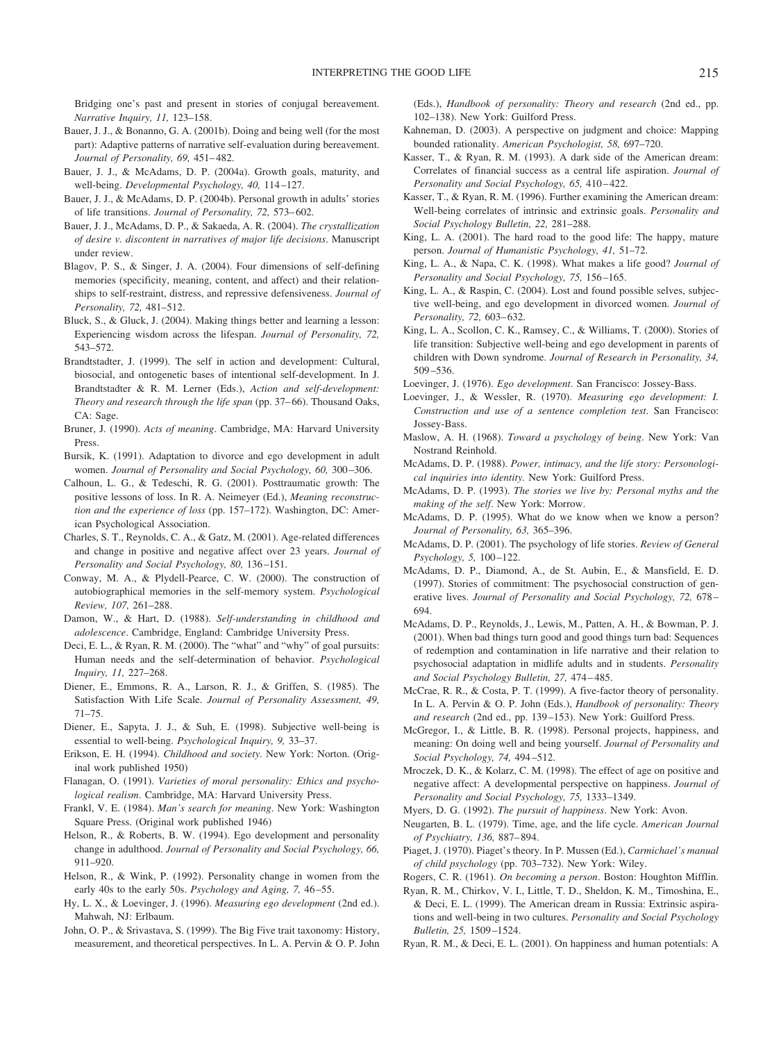Bridging one's past and present in stories of conjugal bereavement. *Narrative Inquiry, 11,* 123–158.

Bauer, J. J., & Bonanno, G. A. (2001b). Doing and being well (for the most part): Adaptive patterns of narrative self-evaluation during bereavement. *Journal of Personality, 69,* 451–482.

Bauer, J. J., & McAdams, D. P. (2004a). Growth goals, maturity, and well-being. *Developmental Psychology, 40,* 114–127.

Bauer, J. J., & McAdams, D. P. (2004b). Personal growth in adults' stories of life transitions. *Journal of Personality, 72,* 573–602.

Bauer, J. J., McAdams, D. P., & Sakaeda, A. R. (2004). *The crystallization of desire v. discontent in narratives of major life decisions*. Manuscript under review.

Blagov, P. S., & Singer, J. A. (2004). Four dimensions of self-defining memories (specificity, meaning, content, and affect) and their relationships to self-restraint, distress, and repressive defensiveness. *Journal of Personality, 72,* 481–512.

Bluck, S., & Gluck, J. (2004). Making things better and learning a lesson: Experiencing wisdom across the lifespan. *Journal of Personality, 72,* 543–572.

Brandtstadter, J. (1999). The self in action and development: Cultural, biosocial, and ontogenetic bases of intentional self-development. In J. Brandtstadter & R. M. Lerner (Eds.), *Action and self-development: Theory and research through the life span* (pp. 37–66). Thousand Oaks, CA: Sage.

Bruner, J. (1990). *Acts of meaning*. Cambridge, MA: Harvard University Press.

Bursik, K. (1991). Adaptation to divorce and ego development in adult women. *Journal of Personality and Social Psychology, 60,* 300–306.

Calhoun, L. G., & Tedeschi, R. G. (2001). Posttraumatic growth: The positive lessons of loss. In R. A. Neimeyer (Ed.), *Meaning reconstruction and the experience of loss* (pp. 157–172). Washington, DC: American Psychological Association.

Charles, S. T., Reynolds, C. A., & Gatz, M. (2001). Age-related differences and change in positive and negative affect over 23 years. *Journal of Personality and Social Psychology, 80,* 136–151.

Conway, M. A., & Plydell-Pearce, C. W. (2000). The construction of autobiographical memories in the self-memory system. *Psychological Review, 107,* 261–288.

Damon, W., & Hart, D. (1988). *Self-understanding in childhood and adolescence*. Cambridge, England: Cambridge University Press.

Deci, E. L., & Ryan, R. M. (2000). The "what" and "why" of goal pursuits: Human needs and the self-determination of behavior. *Psychological Inquiry, 11,* 227–268.

Diener, E., Emmons, R. A., Larson, R. J., & Griffen, S. (1985). The Satisfaction With Life Scale. *Journal of Personality Assessment, 49,* 71–75.

Diener, E., Sapyta, J. J., & Suh, E. (1998). Subjective well-being is essential to well-being. *Psychological Inquiry, 9,* 33–37.

Erikson, E. H. (1994). *Childhood and society*. New York: Norton. (Original work published 1950)

Flanagan, O. (1991). *Varieties of moral personality: Ethics and psychological realism*. Cambridge, MA: Harvard University Press.

Frankl, V. E. (1984). *Man's search for meaning*. New York: Washington Square Press. (Original work published 1946)

Helson, R., & Roberts, B. W. (1994). Ego development and personality change in adulthood. *Journal of Personality and Social Psychology, 66,* 911–920.

Helson, R., & Wink, P. (1992). Personality change in women from the early 40s to the early 50s. *Psychology and Aging, 7,* 46–55.

Hy, L. X., & Loevinger, J. (1996). *Measuring ego development* (2nd ed.). Mahwah, NJ: Erlbaum.

John, O. P., & Srivastava, S. (1999). The Big Five trait taxonomy: History, measurement, and theoretical perspectives. In L. A. Pervin & O. P. John (Eds.), *Handbook of personality: Theory and research* (2nd ed., pp. 102–138). New York: Guilford Press.

Kahneman, D. (2003). A perspective on judgment and choice: Mapping bounded rationality. *American Psychologist, 58,* 697–720.

Kasser, T., & Ryan, R. M. (1993). A dark side of the American dream: Correlates of financial success as a central life aspiration. *Journal of Personality and Social Psychology, 65,* 410–422.

Kasser, T., & Ryan, R. M. (1996). Further examining the American dream: Well-being correlates of intrinsic and extrinsic goals. *Personality and Social Psychology Bulletin, 22,* 281–288.

King, L. A. (2001). The hard road to the good life: The happy, mature person. *Journal of Humanistic Psychology, 41,* 51–72.

King, L. A., & Napa, C. K. (1998). What makes a life good? *Journal of Personality and Social Psychology, 75,* 156–165.

King, L. A., & Raspin, C. (2004). Lost and found possible selves, subjective well-being, and ego development in divorced women. *Journal of Personality, 72,* 603–632.

King, L. A., Scollon, C. K., Ramsey, C., & Williams, T. (2000). Stories of life transition: Subjective well-being and ego development in parents of children with Down syndrome. *Journal of Research in Personality, 34,* 509–536.

Loevinger, J. (1976). *Ego development*. San Francisco: Jossey-Bass.

Loevinger, J., & Wessler, R. (1970). *Measuring ego development: I. Construction and use of a sentence completion test*. San Francisco: Jossey-Bass.

Maslow, A. H. (1968). *Toward a psychology of being*. New York: Van Nostrand Reinhold.

McAdams, D. P. (1988). *Power, intimacy, and the life story: Personological inquiries into identity.* New York: Guilford Press.

McAdams, D. P. (1993). *The stories we live by: Personal myths and the making of the self*. New York: Morrow.

McAdams, D. P. (1995). What do we know when we know a person? *Journal of Personality, 63,* 365–396.

McAdams, D. P. (2001). The psychology of life stories. *Review of General Psychology, 5,* 100–122.

McAdams, D. P., Diamond, A., de St. Aubin, E., & Mansfield, E. D. (1997). Stories of commitment: The psychosocial construction of generative lives. *Journal of Personality and Social Psychology, 72,* 678–694.

McAdams, D. P., Reynolds, J., Lewis, M., Patten, A. H., & Bowman, P. J. (2001). When bad things turn good and good things turn bad: Sequences of redemption and contamination in life narrative and their relation to psychosocial adaptation in midlife adults and in students. *Personality and Social Psychology Bulletin, 27,* 474–485.

McCrae, R. R., & Costa, P. T. (1999). A five-factor theory of personality. In L. A. Pervin & O. P. John (Eds.), *Handbook of personality: Theory and research* (2nd ed., pp. 139–153). New York: Guilford Press.

McGregor, I., & Little, B. R. (1998). Personal projects, happiness, and meaning: On doing well and being yourself. *Journal of Personality and Social Psychology, 74,* 494–512.

Mroczek, D. K., & Kolarz, C. M. (1998). The effect of age on positive and negative affect: A developmental perspective on happiness. *Journal of Personality and Social Psychology, 75,* 1333–1349.

Myers, D. G. (1992). *The pursuit of happiness*. New York: Avon.

Neugarten, B. L. (1979). Time, age, and the life cycle. *American Journal of Psychiatry, 136,* 887–894.

Piaget, J. (1970). Piaget's theory. In P. Mussen (Ed.), *Carmichael's manual of child psychology* (pp. 703–732). New York: Wiley.

Rogers, C. R. (1961). *On becoming a person*. Boston: Houghton Mifflin.

Ryan, R. M., Chirkov, V. I., Little, T. D., Sheldon, K. M., Timoshina, E., & Deci, E. L. (1999). The American dream in Russia: Extrinsic aspirations and well-being in two cultures. *Personality and Social Psychology Bulletin, 25,* 1509–1524.

Ryan, R. M., & Deci, E. L. (2001). On happiness and human potentials: A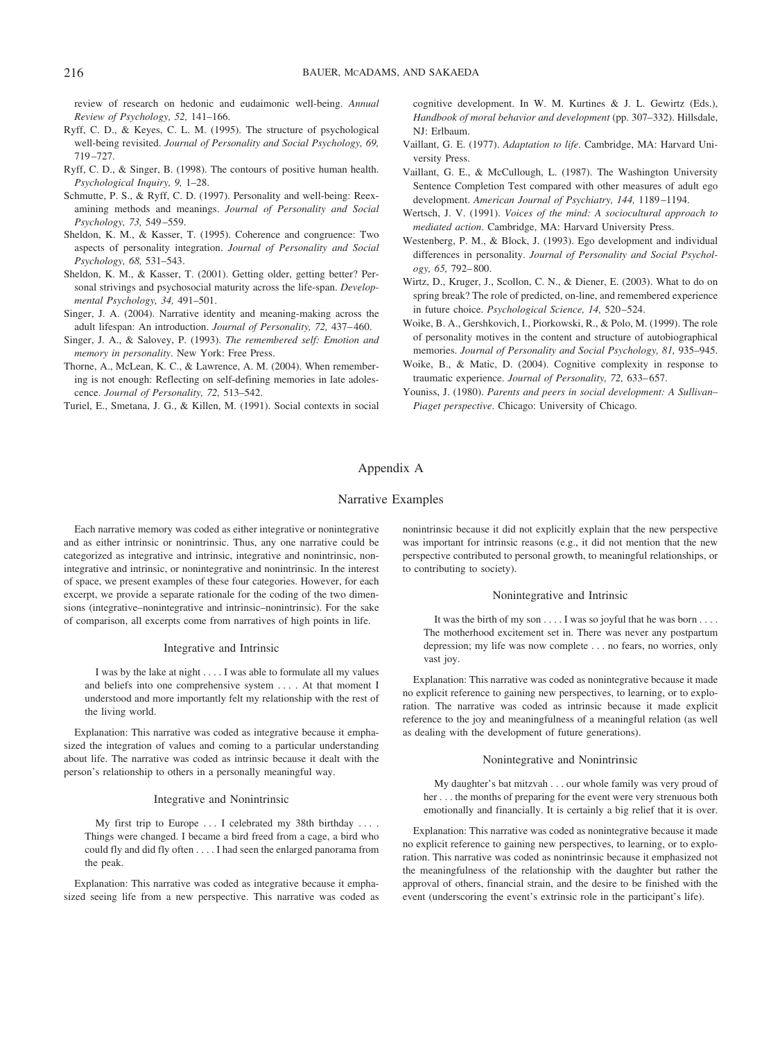review of research on hedonic and eudaimonic well-being. *Annual Review of Psychology, 52,* 141–166.

Ryff, C. D., & Keyes, C. L. M. (1995). The structure of psychological well-being revisited. *Journal of Personality and Social Psychology, 69,* 719–727.

Ryff, C. D., & Singer, B. (1998). The contours of positive human health. *Psychological Inquiry, 9,* 1–28.

Schmutte, P. S., & Ryff, C. D. (1997). Personality and well-being: Reexamining methods and meanings. *Journal of Personality and Social Psychology, 73,* 549–559.

Sheldon, K. M., & Kasser, T. (1995). Coherence and congruence: Two aspects of personality integration. *Journal of Personality and Social Psychology, 68,* 531–543.

Sheldon, K. M., & Kasser, T. (2001). Getting older, getting better? Personal strivings and psychosocial maturity across the life-span. *Developmental Psychology, 34,* 491–501.

Singer, J. A. (2004). Narrative identity and meaning-making across the adult lifespan: An introduction. *Journal of Personality, 72,* 437–460.

Singer, J. A., & Salovey, P. (1993). *The remembered self: Emotion and memory in personality*. New York: Free Press.

Thorne, A., McLean, K. C., & Lawrence, A. M. (2004). When remembering is not enough: Reflecting on self-defining memories in late adolescence. *Journal of Personality, 72,* 513–542.

Turiel, E., Smetana, J. G., & Killen, M. (1991). Social contexts in social cognitive development. In W. M. Kurtines & J. L. Gewirtz (Eds.), *Handbook of moral behavior and development* (pp. 307–332). Hillsdale, NJ: Erlbaum.

Vaillant, G. E. (1977). *Adaptation to life*. Cambridge, MA: Harvard University Press.

Vaillant, G. E., & McCullough, L. (1987). The Washington University Sentence Completion Test compared with other measures of adult ego development. *American Journal of Psychiatry, 144,* 1189–1194.

Wertsch, J. V. (1991). *Voices of the mind: A sociocultural approach to mediated action*. Cambridge, MA: Harvard University Press.

Westenberg, P. M., & Block, J. (1993). Ego development and individual differences in personality. *Journal of Personality and Social Psychology, 65,* 792–800.

Wirtz, D., Kruger, J., Scollon, C. N., & Diener, E. (2003). What to do on spring break? The role of predicted, on-line, and remembered experience in future choice. *Psychological Science, 14,* 520–524.

Woike, B. A., Gershkovich, I., Piorkowski, R., & Polo, M. (1999). The role of personality motives in the content and structure of autobiographical memories. *Journal of Personality and Social Psychology, 81,* 935–945.

Woike, B., & Matic, D. (2004). Cognitive complexity in response to traumatic experience. *Journal of Personality, 72,* 633–657.

Youniss, J. (1980). *Parents and peers in social development: A Sullivan–Piaget perspective*. Chicago: University of Chicago.

# Appendix A

## Narrative Examples

Each narrative memory was coded as either integrative or nonintegrative and as either intrinsic or nonintrinsic. Thus, any one narrative could be categorized as integrative and intrinsic, integrative and nonintrinsic, nonintegrative and intrinsic, or nonintegrative and nonintrinsic. In the interest of space, we present examples of these four categories. However, for each excerpt, we provide a separate rationale for the coding of the two dimensions (integrative–nonintegrative and intrinsic–nonintrinsic). For the sake of comparison, all excerpts come from narratives of high points in life.

### Integrative and Intrinsic

> I was by the lake at night . . . . I was able to formulate all my values and beliefs into one comprehensive system . . . . At that moment I understood and more importantly felt my relationship with the rest of the living world.

Explanation: This narrative was coded as integrative because it emphasized the integration of values and coming to a particular understanding about life. The narrative was coded as intrinsic because it dealt with the person's relationship to others in a personally meaningful way.

### Integrative and Nonintrinsic

> My first trip to Europe . . . I celebrated my 38th birthday . . . . Things were changed. I became a bird freed from a cage, a bird who could fly and did fly often . . . . I had seen the enlarged panorama from the peak.

Explanation: This narrative was coded as integrative because it emphasized seeing life from a new perspective. This narrative was coded as nonintrinsic because it did not explicitly explain that the new perspective was important for intrinsic reasons (e.g., it did not mention that the new perspective contributed to personal growth, to meaningful relationships, or to contributing to society).

### Nonintegrative and Intrinsic

> It was the birth of my son . . . . I was so joyful that he was born . . . . The motherhood excitement set in. There was never any postpartum depression; my life was now complete . . . no fears, no worries, only vast joy.

Explanation: This narrative was coded as nonintegrative because it made no explicit reference to gaining new perspectives, to learning, or to exploration. The narrative was coded as intrinsic because it made explicit reference to the joy and meaningfulness of a meaningful relation (as well as dealing with the development of future generations).

### Nonintegrative and Nonintrinsic

> My daughter's bat mitzvah . . . our whole family was very proud of her . . . the months of preparing for the event were very strenuous both emotionally and financially. It is certainly a big relief that it is over.

Explanation: This narrative was coded as nonintegrative because it made no explicit reference to gaining new perspectives, to learning, or to exploration. This narrative was coded as nonintrinsic because it emphasized not the meaningfulness of the relationship with the daughter but rather the approval of others, financial strain, and the desire to be finished with the event (underscoring the event's extrinsic role in the participant's life).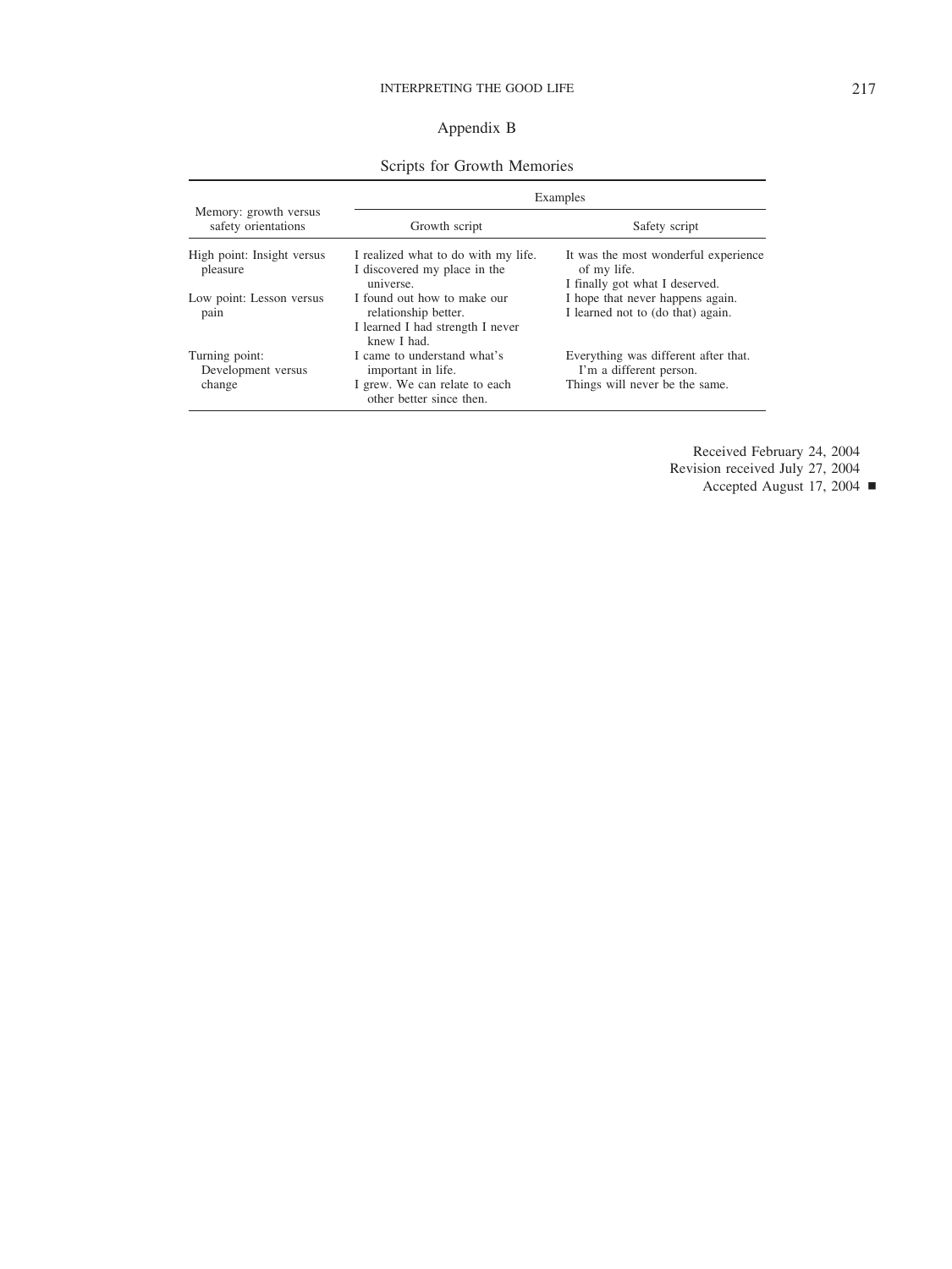## Appendix B

### Scripts for Growth Memories

| Memory: growth versus safety orientations | Examples | |
|---|---|---|
| | Growth script | Safety script |
| High point: Insight versus pleasure | I realized what to do with my life.<br>I discovered my place in the universe. | It was the most wonderful experience of my life.<br>I finally got what I deserved. |
| Low point: Lesson versus pain | I found out how to make our relationship better.<br>I learned I had strength I never knew I had. | I hope that never happens again.<br>I learned not to (do that) again. |
| Turning point: Development versus change | I came to understand what's important in life.<br>I grew. We can relate to each other better since then. | Everything was different after that. I'm a different person.<br>Things will never be the same. |

Received February 24, 2004
Revision received July 27, 2004
Accepted August 17, 2004 ■